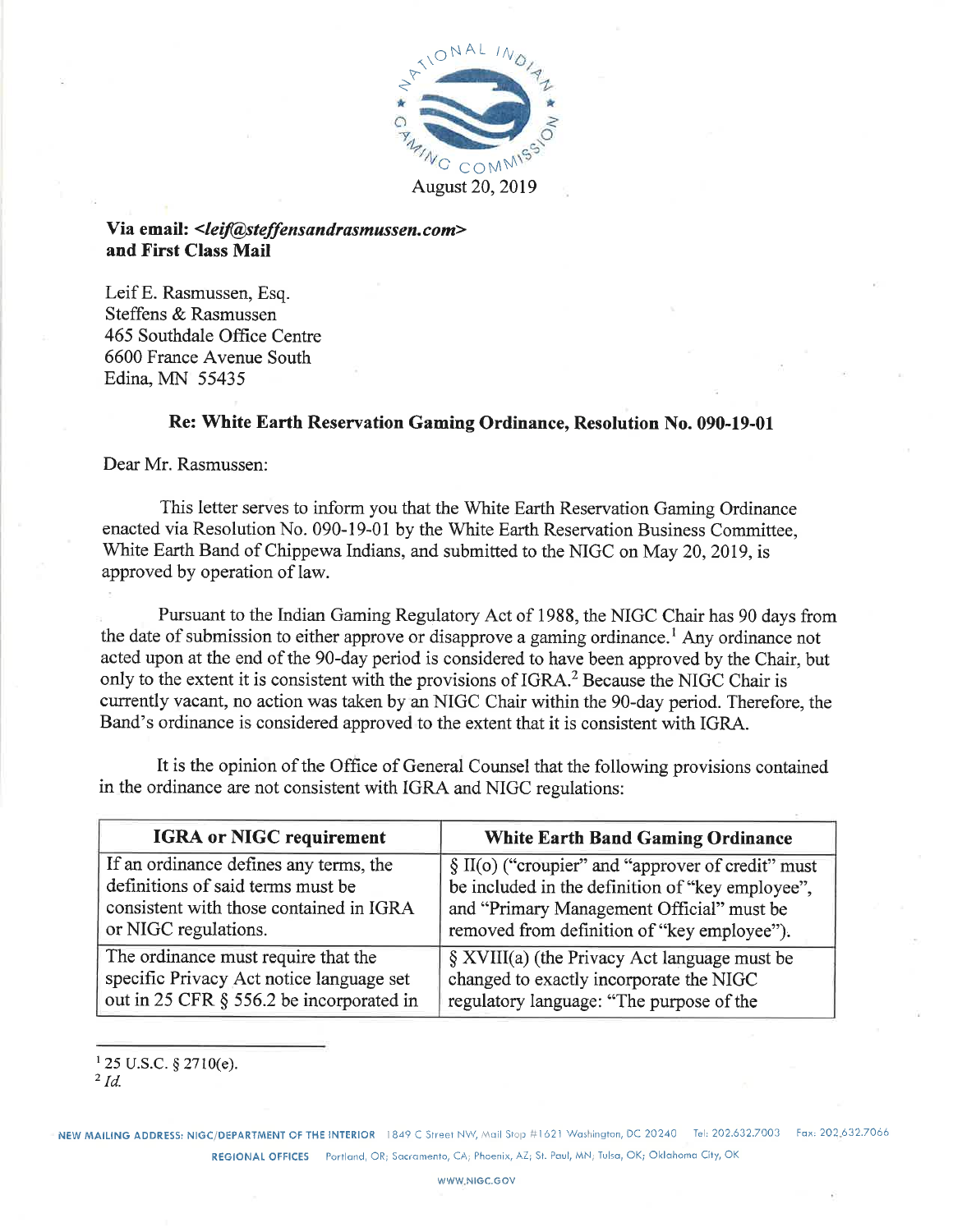August 20, 2019

**Via email: *<leif@steffensandrasmussen.com>* and First Class Mail**

Leif E. Rasmussen, Esq.
Steffens & Rasmussen
465 Southdale Office Centre
6600 France Avenue South
Edina, MN 55435

**Re: White Earth Reservation Gaming Ordinance, Resolution No. 090-19-01**

Dear Mr. Rasmussen:

This letter serves to inform you that the White Earth Reservation Gaming Ordinance enacted via Resolution No. 090-19-01 by the White Earth Reservation Business Committee, White Earth Band of Chippewa Indians, and submitted to the NIGC on May 20, 2019, is approved by operation of law.

Pursuant to the Indian Gaming Regulatory Act of 1988, the NIGC Chair has 90 days from the date of submission to either approve or disapprove a gaming ordinance.[1] Any ordinance not acted upon at the end of the 90-day period is considered to have been approved by the Chair, but only to the extent it is consistent with the provisions of IGRA.[2] Because the NIGC Chair is currently vacant, no action was taken by an NIGC Chair within the 90-day period. Therefore, the Band's ordinance is considered approved to the extent that it is consistent with IGRA.

It is the opinion of the Office of General Counsel that the following provisions contained in the ordinance are not consistent with IGRA and NIGC regulations:

| IGRA or NIGC requirement | White Earth Band Gaming Ordinance |
| --- | --- |
| If an ordinance defines any terms, the definitions of said terms must be consistent with those contained in IGRA or NIGC regulations. | § II(o) ("croupier" and "approver of credit" must be included in the definition of "key employee", and "Primary Management Official" must be removed from definition of "key employee"). |
| The ordinance must require that the specific Privacy Act notice language set out in 25 CFR § 556.2 be incorporated in | § XVIII(a) (the Privacy Act language must be changed to exactly incorporate the NIGC regulatory language: "The purpose of the |

[1] 25 U.S.C. § 2710(e).
[2] *Id.*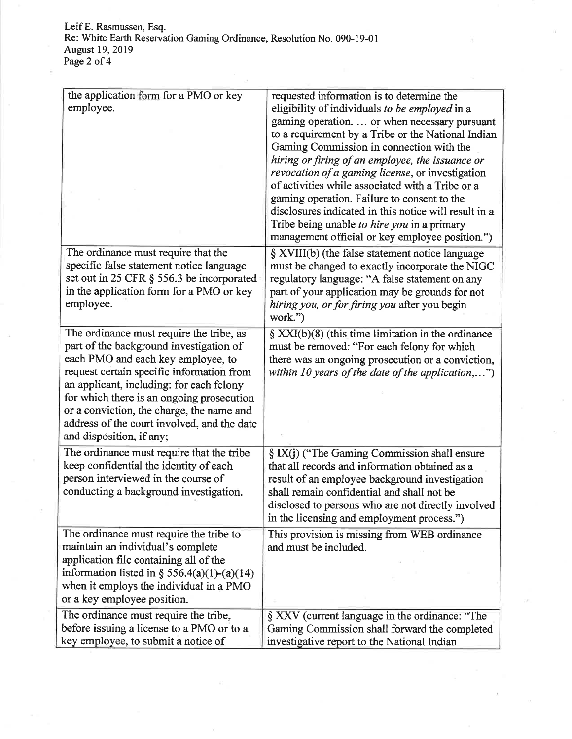| | |
|---|---|
| the application form for a PMO or key employee. | requested information is to determine the eligibility of individuals *to be employed* in a gaming operation. … or when necessary pursuant to a requirement by a Tribe or the National Indian Gaming Commission in connection with the *hiring or firing of an employee, the issuance or revocation of a gaming license*, or investigation of activities while associated with a Tribe or a gaming operation. Failure to consent to the disclosures indicated in this notice will result in a Tribe being unable *to hire you* in a primary management official or key employee position.") |
| The ordinance must require that the specific false statement notice language set out in 25 CFR § 556.3 be incorporated in the application form for a PMO or key employee. | § XVIII(b) (the false statement notice language must be changed to exactly incorporate the NIGC regulatory language: "A false statement on any part of your application may be grounds for not *hiring you, or for firing you* after you begin work.") |
| The ordinance must require the tribe, as part of the background investigation of each PMO and each key employee, to request certain specific information from an applicant, including: for each felony for which there is an ongoing prosecution or a conviction, the charge, the name and address of the court involved, and the date and disposition, if any; | § XXI(b)(8) (this time limitation in the ordinance must be removed: "For each felony for which there was an ongoing prosecution or a conviction, *within 10 years of the date of the application,…*") |
| The ordinance must require that the tribe keep confidential the identity of each person interviewed in the course of conducting a background investigation. | § IX(j) ("The Gaming Commission shall ensure that all records and information obtained as a result of an employee background investigation shall remain confidential and shall not be disclosed to persons who are not directly involved in the licensing and employment process.") |
| The ordinance must require the tribe to maintain an individual's complete application file containing all of the information listed in § 556.4(a)(1)-(a)(14) when it employs the individual in a PMO or a key employee position. | This provision is missing from WEB ordinance and must be included. |
| The ordinance must require the tribe, before issuing a license to a PMO or to a key employee, to submit a notice of | § XXV (current language in the ordinance: "The Gaming Commission shall forward the completed investigative report to the National Indian |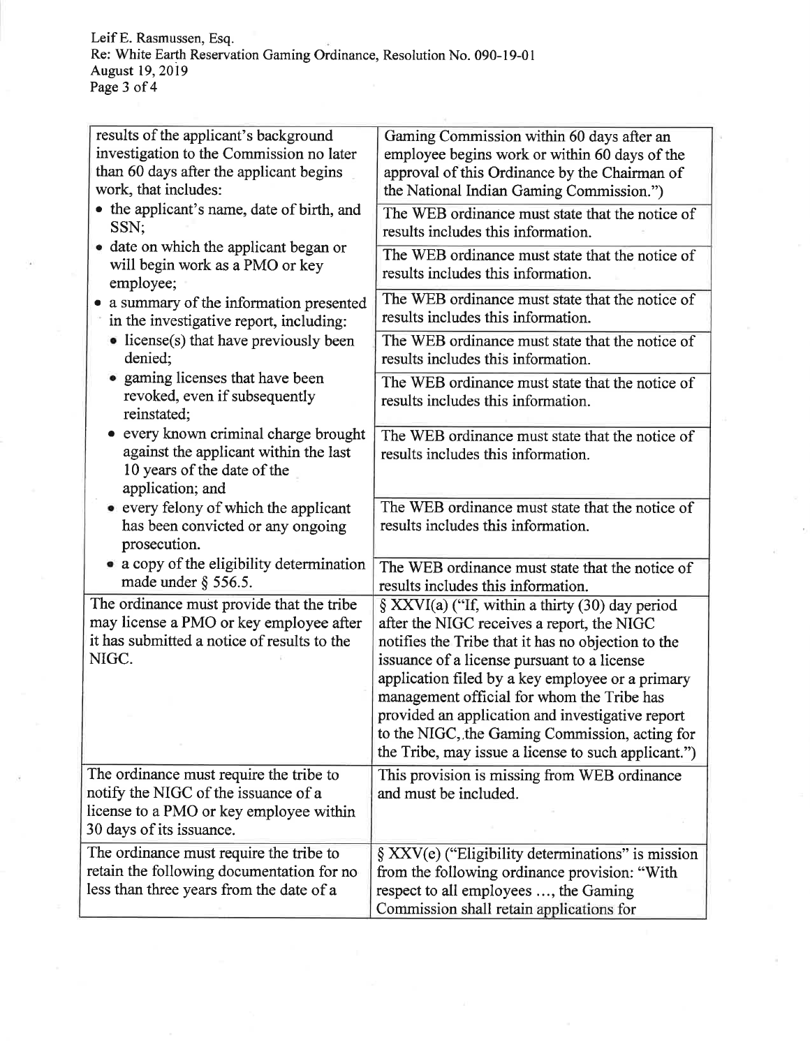| | |
|---|---|
| results of the applicant's background investigation to the Commission no later than 60 days after the applicant begins work, that includes: | Gaming Commission within 60 days after an employee begins work or within 60 days of the approval of this Ordinance by the Chairman of the National Indian Gaming Commission.") |
| • the applicant's name, date of birth, and SSN; | The WEB ordinance must state that the notice of results includes this information. |
| • date on which the applicant began or will begin work as a PMO or key employee; | The WEB ordinance must state that the notice of results includes this information. |
| • a summary of the information presented in the investigative report, including: | The WEB ordinance must state that the notice of results includes this information. |
| • license(s) that have previously been denied; | The WEB ordinance must state that the notice of results includes this information. |
| • gaming licenses that have been revoked, even if subsequently reinstated; | The WEB ordinance must state that the notice of results includes this information. |
| • every known criminal charge brought against the applicant within the last 10 years of the date of the application; and | The WEB ordinance must state that the notice of results includes this information. |
| • every felony of which the applicant has been convicted or any ongoing prosecution. | The WEB ordinance must state that the notice of results includes this information. |
| • a copy of the eligibility determination made under § 556.5. | The WEB ordinance must state that the notice of results includes this information. |
| The ordinance must provide that the tribe may license a PMO or key employee after it has submitted a notice of results to the NIGC. | § XXVI(a) ("If, within a thirty (30) day period after the NIGC receives a report, the NIGC notifies the Tribe that it has no objection to the issuance of a license pursuant to a license application filed by a key employee or a primary management official for whom the Tribe has provided an application and investigative report to the NIGC, the Gaming Commission, acting for the Tribe, may issue a license to such applicant.") |
| The ordinance must require the tribe to notify the NIGC of the issuance of a license to a PMO or key employee within 30 days of its issuance. | This provision is missing from WEB ordinance and must be included. |
| The ordinance must require the tribe to retain the following documentation for no less than three years from the date of a | § XXV(e) ("Eligibility determinations" is mission from the following ordinance provision: "With respect to all employees ..., the Gaming Commission shall retain applications for |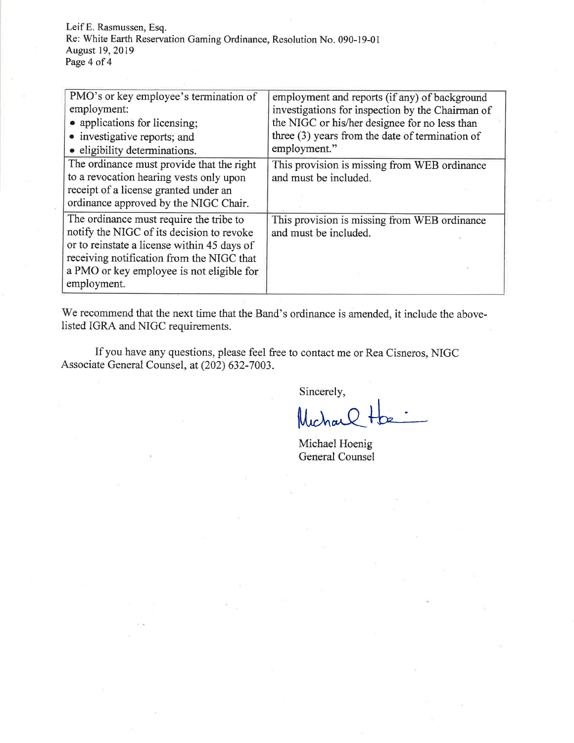| | |
|---|---|
| PMO's or key employee's termination of employment:<br>• applications for licensing;<br>• investigative reports; and<br>• eligibility determinations. | employment and reports (if any) of background investigations for inspection by the Chairman of the NIGC or his/her designee for no less than three (3) years from the date of termination of employment." |
| The ordinance must provide that the right to a revocation hearing vests only upon receipt of a license granted under an ordinance approved by the NIGC Chair. | This provision is missing from WEB ordinance and must be included. |
| The ordinance must require the tribe to notify the NIGC of its decision to revoke or to reinstate a license within 45 days of receiving notification from the NIGC that a PMO or key employee is not eligible for employment. | This provision is missing from WEB ordinance and must be included. |

We recommend that the next time that the Band's ordinance is amended, it include the above-listed IGRA and NIGC requirements.

If you have any questions, please feel free to contact me or Rea Cisneros, NIGC Associate General Counsel, at (202) 632-7003.

Sincerely,

Michael Hoenig
General Counsel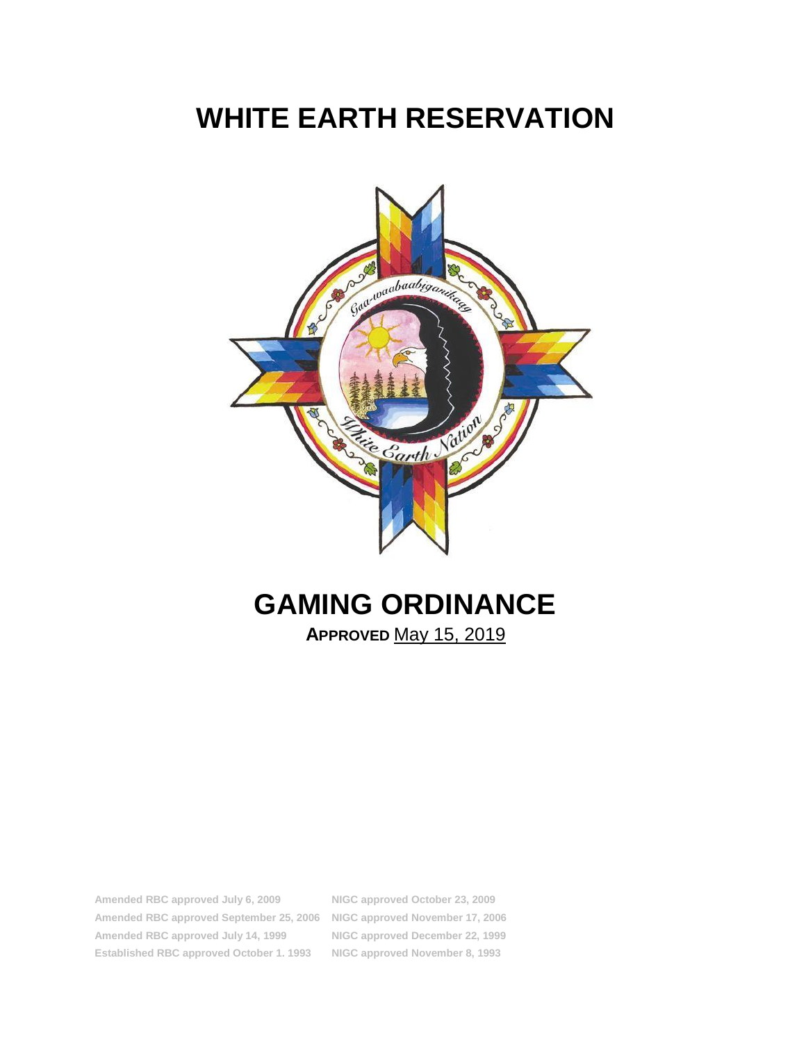# WHITE EARTH RESERVATION

# GAMING ORDINANCE

**APPROVED** May 15, 2019

| | |
|---|---|
| Amended RBC approved July 6, 2009 | NIGC approved October 23, 2009 |
| Amended RBC approved September 25, 2006 | NIGC approved November 17, 2006 |
| Amended RBC approved July 14, 1999 | NIGC approved December 22, 1999 |
| Established RBC approved October 1. 1993 | NIGC approved November 8, 1993 |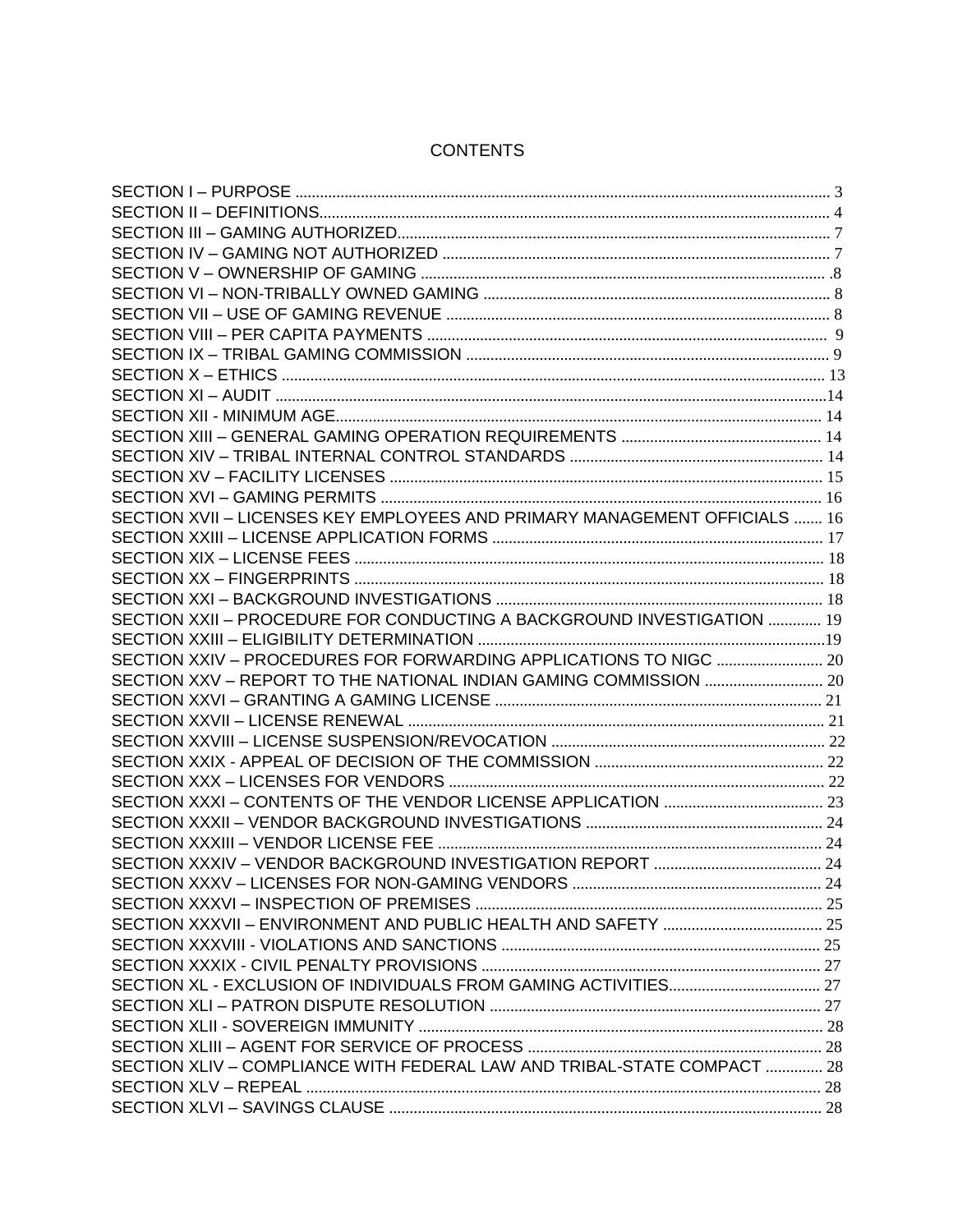# CONTENTS

| | |
|---|---|
| SECTION I – PURPOSE | 3 |
| SECTION II – DEFINITIONS | 4 |
| SECTION III – GAMING AUTHORIZED | 7 |
| SECTION IV – GAMING NOT AUTHORIZED | 7 |
| SECTION V – OWNERSHIP OF GAMING | .8 |
| SECTION VI – NON-TRIBALLY OWNED GAMING | 8 |
| SECTION VII – USE OF GAMING REVENUE | 8 |
| SECTION VIII – PER CAPITA PAYMENTS | 9 |
| SECTION IX – TRIBAL GAMING COMMISSION | 9 |
| SECTION X – ETHICS | 13 |
| SECTION XI – AUDIT | 14 |
| SECTION XII - MINIMUM AGE | 14 |
| SECTION XIII – GENERAL GAMING OPERATION REQUIREMENTS | 14 |
| SECTION XIV – TRIBAL INTERNAL CONTROL STANDARDS | 14 |
| SECTION XV – FACILITY LICENSES | 15 |
| SECTION XVI – GAMING PERMITS | 16 |
| SECTION XVII – LICENSES KEY EMPLOYEES AND PRIMARY MANAGEMENT OFFICIALS | 16 |
| SECTION XXIII – LICENSE APPLICATION FORMS | 17 |
| SECTION XIX – LICENSE FEES | 18 |
| SECTION XX – FINGERPRINTS | 18 |
| SECTION XXI – BACKGROUND INVESTIGATIONS | 18 |
| SECTION XXII – PROCEDURE FOR CONDUCTING A BACKGROUND INVESTIGATION | 19 |
| SECTION XXIII – ELIGIBILITY DETERMINATION | 19 |
| SECTION XXIV – PROCEDURES FOR FORWARDING APPLICATIONS TO NIGC | 20 |
| SECTION XXV – REPORT TO THE NATIONAL INDIAN GAMING COMMISSION | 20 |
| SECTION XXVI – GRANTING A GAMING LICENSE | 21 |
| SECTION XXVII – LICENSE RENEWAL | 21 |
| SECTION XXVIII – LICENSE SUSPENSION/REVOCATION | 22 |
| SECTION XXIX - APPEAL OF DECISION OF THE COMMISSION | 22 |
| SECTION XXX – LICENSES FOR VENDORS | 22 |
| SECTION XXXI – CONTENTS OF THE VENDOR LICENSE APPLICATION | 23 |
| SECTION XXXII – VENDOR BACKGROUND INVESTIGATIONS | 24 |
| SECTION XXXIII – VENDOR LICENSE FEE | 24 |
| SECTION XXXIV – VENDOR BACKGROUND INVESTIGATION REPORT | 24 |
| SECTION XXXV – LICENSES FOR NON-GAMING VENDORS | 24 |
| SECTION XXXVI – INSPECTION OF PREMISES | 25 |
| SECTION XXXVII – ENVIRONMENT AND PUBLIC HEALTH AND SAFETY | 25 |
| SECTION XXXVIII - VIOLATIONS AND SANCTIONS | 25 |
| SECTION XXXIX - CIVIL PENALTY PROVISIONS | 27 |
| SECTION XL - EXCLUSION OF INDIVIDUALS FROM GAMING ACTIVITIES | 27 |
| SECTION XLI – PATRON DISPUTE RESOLUTION | 27 |
| SECTION XLII - SOVEREIGN IMMUNITY | 28 |
| SECTION XLIII – AGENT FOR SERVICE OF PROCESS | 28 |
| SECTION XLIV – COMPLIANCE WITH FEDERAL LAW AND TRIBAL-STATE COMPACT | 28 |
| SECTION XLV – REPEAL | 28 |
| SECTION XLVI – SAVINGS CLAUSE | 28 |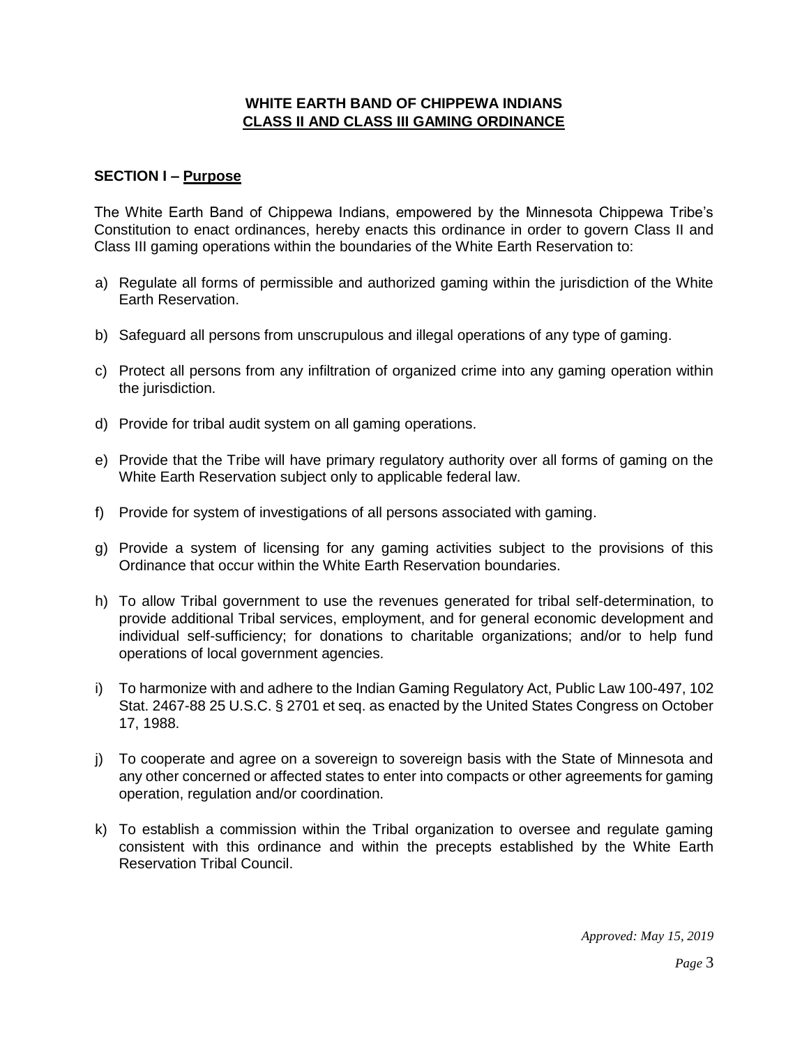# WHITE EARTH BAND OF CHIPPEWA INDIANS
## CLASS II AND CLASS III GAMING ORDINANCE

### SECTION I – Purpose

The White Earth Band of Chippewa Indians, empowered by the Minnesota Chippewa Tribe's Constitution to enact ordinances, hereby enacts this ordinance in order to govern Class II and Class III gaming operations within the boundaries of the White Earth Reservation to:

a) Regulate all forms of permissible and authorized gaming within the jurisdiction of the White Earth Reservation.

b) Safeguard all persons from unscrupulous and illegal operations of any type of gaming.

c) Protect all persons from any infiltration of organized crime into any gaming operation within the jurisdiction.

d) Provide for tribal audit system on all gaming operations.

e) Provide that the Tribe will have primary regulatory authority over all forms of gaming on the White Earth Reservation subject only to applicable federal law.

f) Provide for system of investigations of all persons associated with gaming.

g) Provide a system of licensing for any gaming activities subject to the provisions of this Ordinance that occur within the White Earth Reservation boundaries.

h) To allow Tribal government to use the revenues generated for tribal self-determination, to provide additional Tribal services, employment, and for general economic development and individual self-sufficiency; for donations to charitable organizations; and/or to help fund operations of local government agencies.

i) To harmonize with and adhere to the Indian Gaming Regulatory Act, Public Law 100-497, 102 Stat. 2467-88 25 U.S.C. § 2701 et seq. as enacted by the United States Congress on October 17, 1988.

j) To cooperate and agree on a sovereign to sovereign basis with the State of Minnesota and any other concerned or affected states to enter into compacts or other agreements for gaming operation, regulation and/or coordination.

k) To establish a commission within the Tribal organization to oversee and regulate gaming consistent with this ordinance and within the precepts established by the White Earth Reservation Tribal Council.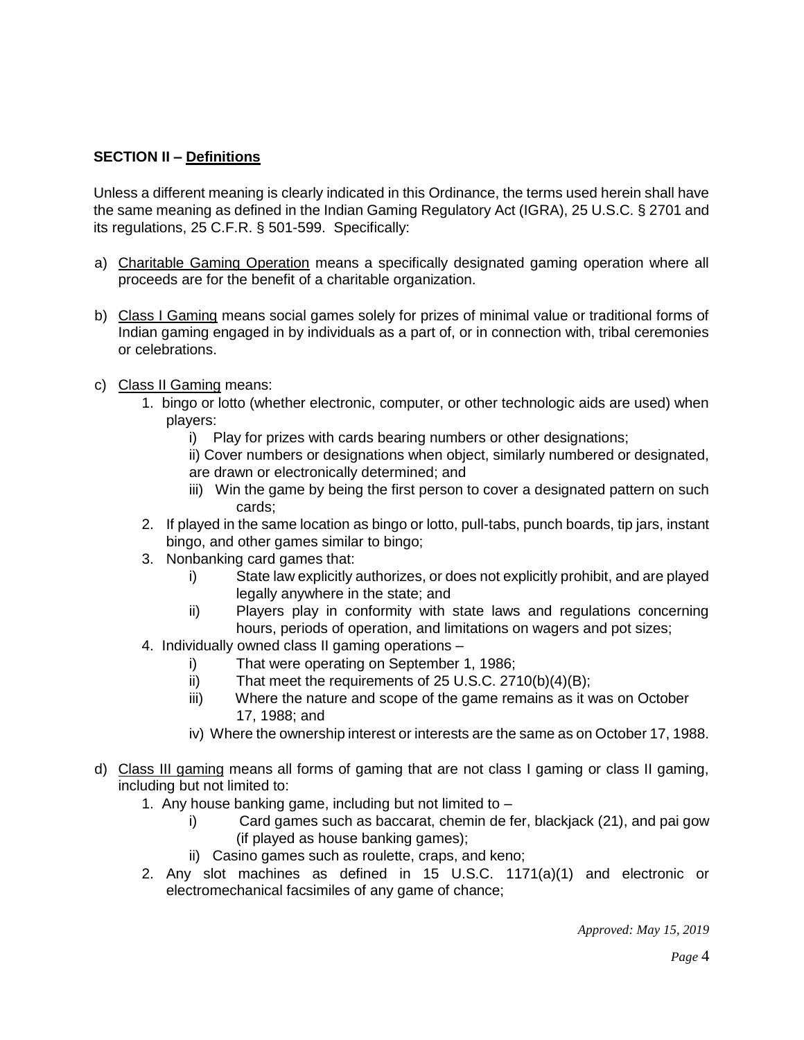**SECTION II – Definitions**

Unless a different meaning is clearly indicated in this Ordinance, the terms used herein shall have the same meaning as defined in the Indian Gaming Regulatory Act (IGRA), 25 U.S.C. § 2701 and its regulations, 25 C.F.R. § 501-599. Specifically:

a) Charitable Gaming Operation means a specifically designated gaming operation where all proceeds are for the benefit of a charitable organization.

b) Class I Gaming means social games solely for prizes of minimal value or traditional forms of Indian gaming engaged in by individuals as a part of, or in connection with, tribal ceremonies or celebrations.

c) Class II Gaming means:
   1. bingo or lotto (whether electronic, computer, or other technologic aids are used) when players:
      i) Play for prizes with cards bearing numbers or other designations;
      ii) Cover numbers or designations when object, similarly numbered or designated, are drawn or electronically determined; and
      iii) Win the game by being the first person to cover a designated pattern on such cards;
   2. If played in the same location as bingo or lotto, pull-tabs, punch boards, tip jars, instant bingo, and other games similar to bingo;
   3. Nonbanking card games that:
      i) State law explicitly authorizes, or does not explicitly prohibit, and are played legally anywhere in the state; and
      ii) Players play in conformity with state laws and regulations concerning hours, periods of operation, and limitations on wagers and pot sizes;
   4. Individually owned class II gaming operations –
      i) That were operating on September 1, 1986;
      ii) That meet the requirements of 25 U.S.C. 2710(b)(4)(B);
      iii) Where the nature and scope of the game remains as it was on October 17, 1988; and
      iv) Where the ownership interest or interests are the same as on October 17, 1988.

d) Class III gaming means all forms of gaming that are not class I gaming or class II gaming, including but not limited to:
   1. Any house banking game, including but not limited to –
      i) Card games such as baccarat, chemin de fer, blackjack (21), and pai gow (if played as house banking games);
      ii) Casino games such as roulette, craps, and keno;
   2. Any slot machines as defined in 15 U.S.C. 1171(a)(1) and electronic or electromechanical facsimiles of any game of chance;

*Approved: May 15, 2019*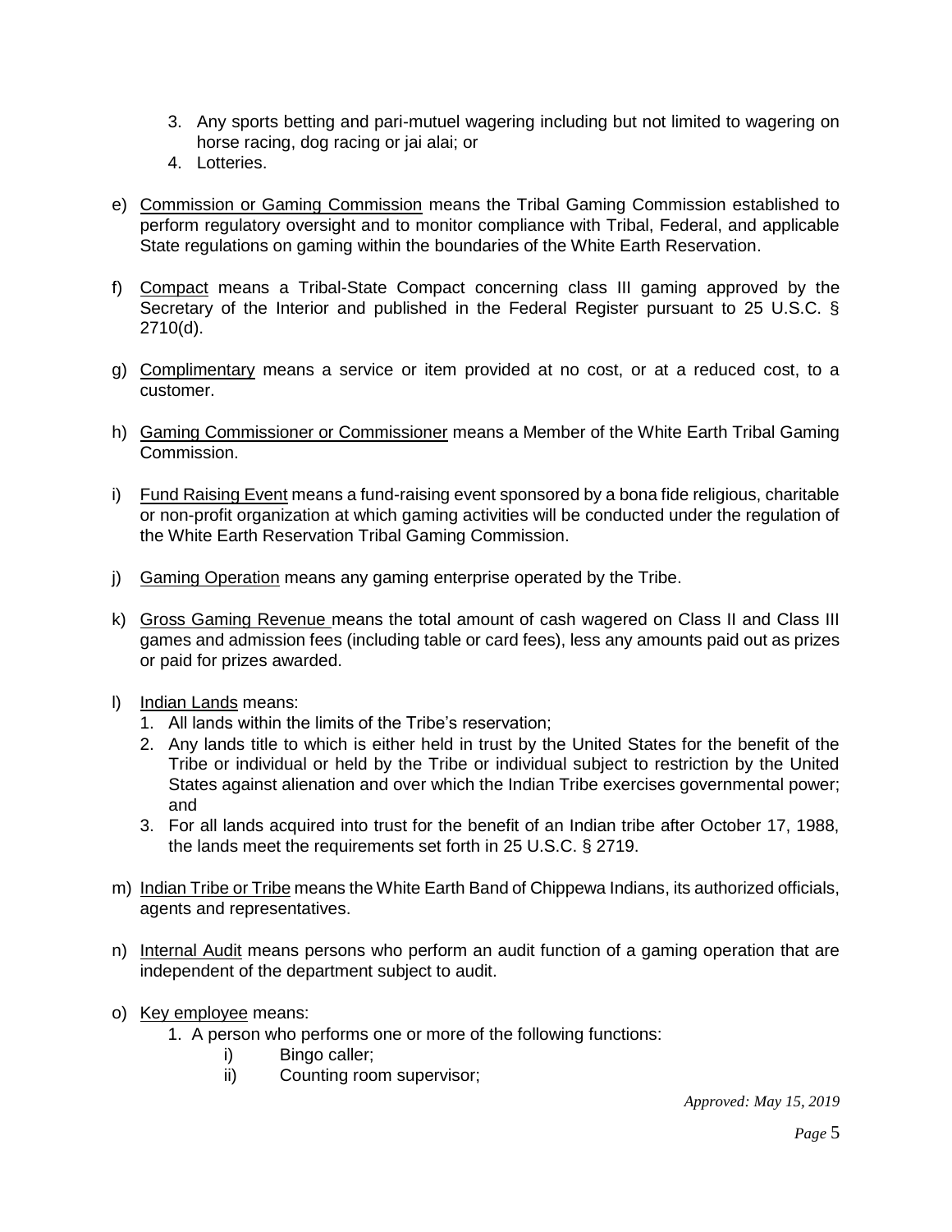3. Any sports betting and pari-mutuel wagering including but not limited to wagering on horse racing, dog racing or jai alai; or
4. Lotteries.

e) Commission or Gaming Commission means the Tribal Gaming Commission established to perform regulatory oversight and to monitor compliance with Tribal, Federal, and applicable State regulations on gaming within the boundaries of the White Earth Reservation.

f) Compact means a Tribal-State Compact concerning class III gaming approved by the Secretary of the Interior and published in the Federal Register pursuant to 25 U.S.C. § 2710(d).

g) Complimentary means a service or item provided at no cost, or at a reduced cost, to a customer.

h) Gaming Commissioner or Commissioner means a Member of the White Earth Tribal Gaming Commission.

i) Fund Raising Event means a fund-raising event sponsored by a bona fide religious, charitable or non-profit organization at which gaming activities will be conducted under the regulation of the White Earth Reservation Tribal Gaming Commission.

j) Gaming Operation means any gaming enterprise operated by the Tribe.

k) Gross Gaming Revenue means the total amount of cash wagered on Class II and Class III games and admission fees (including table or card fees), less any amounts paid out as prizes or paid for prizes awarded.

l) Indian Lands means:
   1. All lands within the limits of the Tribe's reservation;
   2. Any lands title to which is either held in trust by the United States for the benefit of the Tribe or individual or held by the Tribe or individual subject to restriction by the United States against alienation and over which the Indian Tribe exercises governmental power; and
   3. For all lands acquired into trust for the benefit of an Indian tribe after October 17, 1988, the lands meet the requirements set forth in 25 U.S.C. § 2719.

m) Indian Tribe or Tribe means the White Earth Band of Chippewa Indians, its authorized officials, agents and representatives.

n) Internal Audit means persons who perform an audit function of a gaming operation that are independent of the department subject to audit.

o) Key employee means:
   1. A person who performs one or more of the following functions:
      i) Bingo caller;
      ii) Counting room supervisor;

*Approved: May 15, 2019*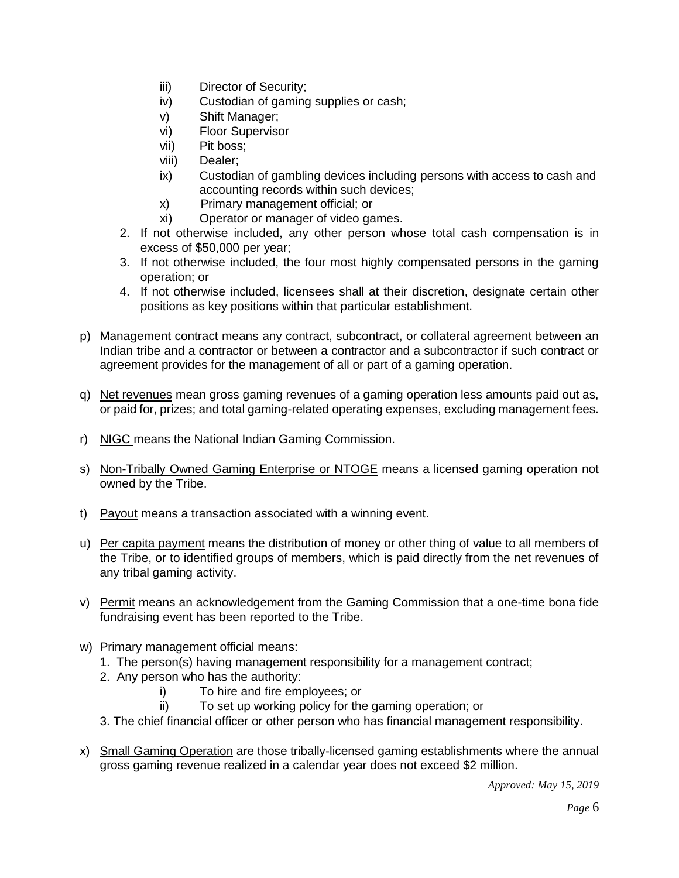iii) Director of Security;
   iv) Custodian of gaming supplies or cash;
   v) Shift Manager;
   vi) Floor Supervisor
   vii) Pit boss;
   viii) Dealer;
   ix) Custodian of gambling devices including persons with access to cash and accounting records within such devices;
   x) Primary management official; or
   xi) Operator or manager of video games.

2. If not otherwise included, any other person whose total cash compensation is in excess of $50,000 per year;
3. If not otherwise included, the four most highly compensated persons in the gaming operation; or
4. If not otherwise included, licensees shall at their discretion, designate certain other positions as key positions within that particular establishment.

p) Management contract means any contract, subcontract, or collateral agreement between an Indian tribe and a contractor or between a contractor and a subcontractor if such contract or agreement provides for the management of all or part of a gaming operation.

q) Net revenues mean gross gaming revenues of a gaming operation less amounts paid out as, or paid for, prizes; and total gaming-related operating expenses, excluding management fees.

r) NIGC means the National Indian Gaming Commission.

s) Non-Tribally Owned Gaming Enterprise or NTOGE means a licensed gaming operation not owned by the Tribe.

t) Payout means a transaction associated with a winning event.

u) Per capita payment means the distribution of money or other thing of value to all members of the Tribe, or to identified groups of members, which is paid directly from the net revenues of any tribal gaming activity.

v) Permit means an acknowledgement from the Gaming Commission that a one-time bona fide fundraising event has been reported to the Tribe.

w) Primary management official means:
   1. The person(s) having management responsibility for a management contract;
   2. Any person who has the authority:
      i) To hire and fire employees; or
      ii) To set up working policy for the gaming operation; or
   3. The chief financial officer or other person who has financial management responsibility.

x) Small Gaming Operation are those tribally-licensed gaming establishments where the annual gross gaming revenue realized in a calendar year does not exceed $2 million.

*Approved: May 15, 2019*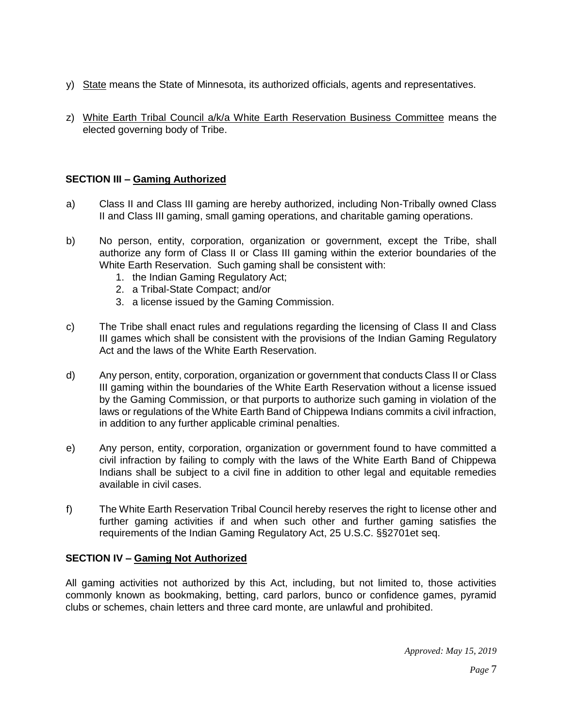y) State means the State of Minnesota, its authorized officials, agents and representatives.

z) White Earth Tribal Council a/k/a White Earth Reservation Business Committee means the elected governing body of Tribe.

### SECTION III – Gaming Authorized

a) Class II and Class III gaming are hereby authorized, including Non-Tribally owned Class II and Class III gaming, small gaming operations, and charitable gaming operations.

b) No person, entity, corporation, organization or government, except the Tribe, shall authorize any form of Class II or Class III gaming within the exterior boundaries of the White Earth Reservation. Such gaming shall be consistent with:
   1. the Indian Gaming Regulatory Act;
   2. a Tribal-State Compact; and/or
   3. a license issued by the Gaming Commission.

c) The Tribe shall enact rules and regulations regarding the licensing of Class II and Class III games which shall be consistent with the provisions of the Indian Gaming Regulatory Act and the laws of the White Earth Reservation.

d) Any person, entity, corporation, organization or government that conducts Class II or Class III gaming within the boundaries of the White Earth Reservation without a license issued by the Gaming Commission, or that purports to authorize such gaming in violation of the laws or regulations of the White Earth Band of Chippewa Indians commits a civil infraction, in addition to any further applicable criminal penalties.

e) Any person, entity, corporation, organization or government found to have committed a civil infraction by failing to comply with the laws of the White Earth Band of Chippewa Indians shall be subject to a civil fine in addition to other legal and equitable remedies available in civil cases.

f) The White Earth Reservation Tribal Council hereby reserves the right to license other and further gaming activities if and when such other and further gaming satisfies the requirements of the Indian Gaming Regulatory Act, 25 U.S.C. §§2701et seq.

### SECTION IV – Gaming Not Authorized

All gaming activities not authorized by this Act, including, but not limited to, those activities commonly known as bookmaking, betting, card parlors, bunco or confidence games, pyramid clubs or schemes, chain letters and three card monte, are unlawful and prohibited.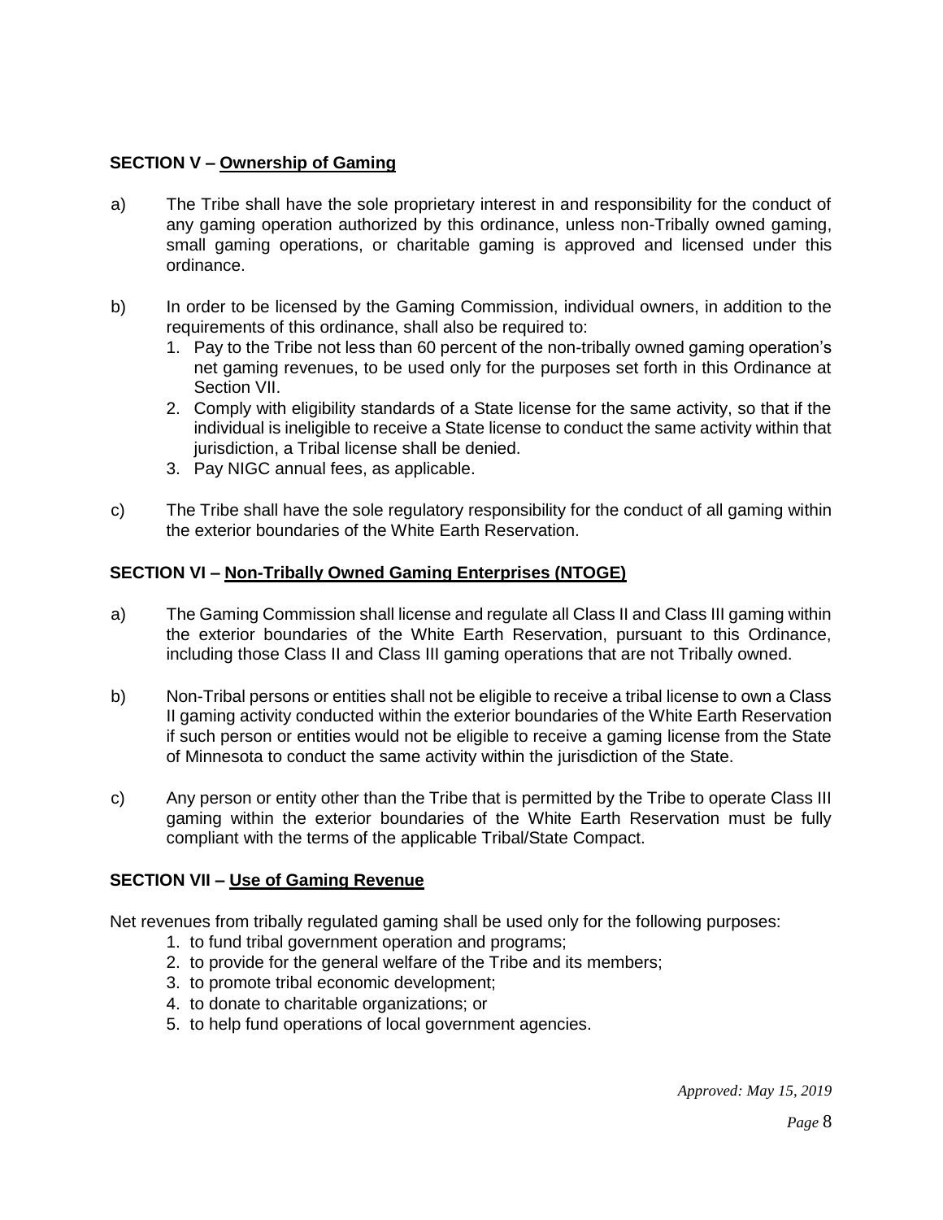**SECTION V – Ownership of Gaming**

a) The Tribe shall have the sole proprietary interest in and responsibility for the conduct of any gaming operation authorized by this ordinance, unless non-Tribally owned gaming, small gaming operations, or charitable gaming is approved and licensed under this ordinance.

b) In order to be licensed by the Gaming Commission, individual owners, in addition to the requirements of this ordinance, shall also be required to:

1. Pay to the Tribe not less than 60 percent of the non-tribally owned gaming operation's net gaming revenues, to be used only for the purposes set forth in this Ordinance at Section VII.
2. Comply with eligibility standards of a State license for the same activity, so that if the individual is ineligible to receive a State license to conduct the same activity within that jurisdiction, a Tribal license shall be denied.
3. Pay NIGC annual fees, as applicable.

c) The Tribe shall have the sole regulatory responsibility for the conduct of all gaming within the exterior boundaries of the White Earth Reservation.

**SECTION VI – Non-Tribally Owned Gaming Enterprises (NTOGE)**

a) The Gaming Commission shall license and regulate all Class II and Class III gaming within the exterior boundaries of the White Earth Reservation, pursuant to this Ordinance, including those Class II and Class III gaming operations that are not Tribally owned.

b) Non-Tribal persons or entities shall not be eligible to receive a tribal license to own a Class II gaming activity conducted within the exterior boundaries of the White Earth Reservation if such person or entities would not be eligible to receive a gaming license from the State of Minnesota to conduct the same activity within the jurisdiction of the State.

c) Any person or entity other than the Tribe that is permitted by the Tribe to operate Class III gaming within the exterior boundaries of the White Earth Reservation must be fully compliant with the terms of the applicable Tribal/State Compact.

**SECTION VII – Use of Gaming Revenue**

Net revenues from tribally regulated gaming shall be used only for the following purposes:

1. to fund tribal government operation and programs;
2. to provide for the general welfare of the Tribe and its members;
3. to promote tribal economic development;
4. to donate to charitable organizations; or
5. to help fund operations of local government agencies.

*Approved: May 15, 2019*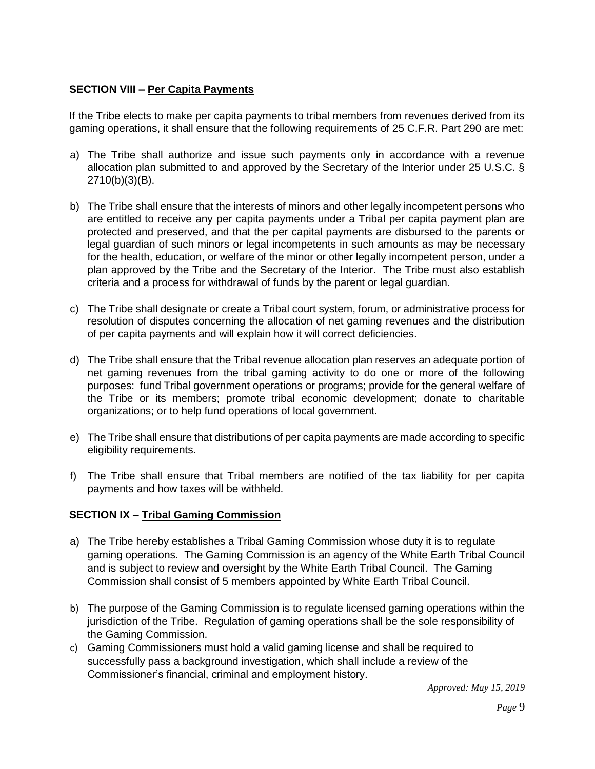**SECTION VIII – Per Capita Payments**

If the Tribe elects to make per capita payments to tribal members from revenues derived from its gaming operations, it shall ensure that the following requirements of 25 C.F.R. Part 290 are met:

a) The Tribe shall authorize and issue such payments only in accordance with a revenue allocation plan submitted to and approved by the Secretary of the Interior under 25 U.S.C. § 2710(b)(3)(B).

b) The Tribe shall ensure that the interests of minors and other legally incompetent persons who are entitled to receive any per capita payments under a Tribal per capita payment plan are protected and preserved, and that the per capital payments are disbursed to the parents or legal guardian of such minors or legal incompetents in such amounts as may be necessary for the health, education, or welfare of the minor or other legally incompetent person, under a plan approved by the Tribe and the Secretary of the Interior. The Tribe must also establish criteria and a process for withdrawal of funds by the parent or legal guardian.

c) The Tribe shall designate or create a Tribal court system, forum, or administrative process for resolution of disputes concerning the allocation of net gaming revenues and the distribution of per capita payments and will explain how it will correct deficiencies.

d) The Tribe shall ensure that the Tribal revenue allocation plan reserves an adequate portion of net gaming revenues from the tribal gaming activity to do one or more of the following purposes: fund Tribal government operations or programs; provide for the general welfare of the Tribe or its members; promote tribal economic development; donate to charitable organizations; or to help fund operations of local government.

e) The Tribe shall ensure that distributions of per capita payments are made according to specific eligibility requirements.

f) The Tribe shall ensure that Tribal members are notified of the tax liability for per capita payments and how taxes will be withheld.

**SECTION IX – Tribal Gaming Commission**

a) The Tribe hereby establishes a Tribal Gaming Commission whose duty it is to regulate gaming operations. The Gaming Commission is an agency of the White Earth Tribal Council and is subject to review and oversight by the White Earth Tribal Council. The Gaming Commission shall consist of 5 members appointed by White Earth Tribal Council.

b) The purpose of the Gaming Commission is to regulate licensed gaming operations within the jurisdiction of the Tribe. Regulation of gaming operations shall be the sole responsibility of the Gaming Commission.

c) Gaming Commissioners must hold a valid gaming license and shall be required to successfully pass a background investigation, which shall include a review of the Commissioner's financial, criminal and employment history.

*Approved: May 15, 2019*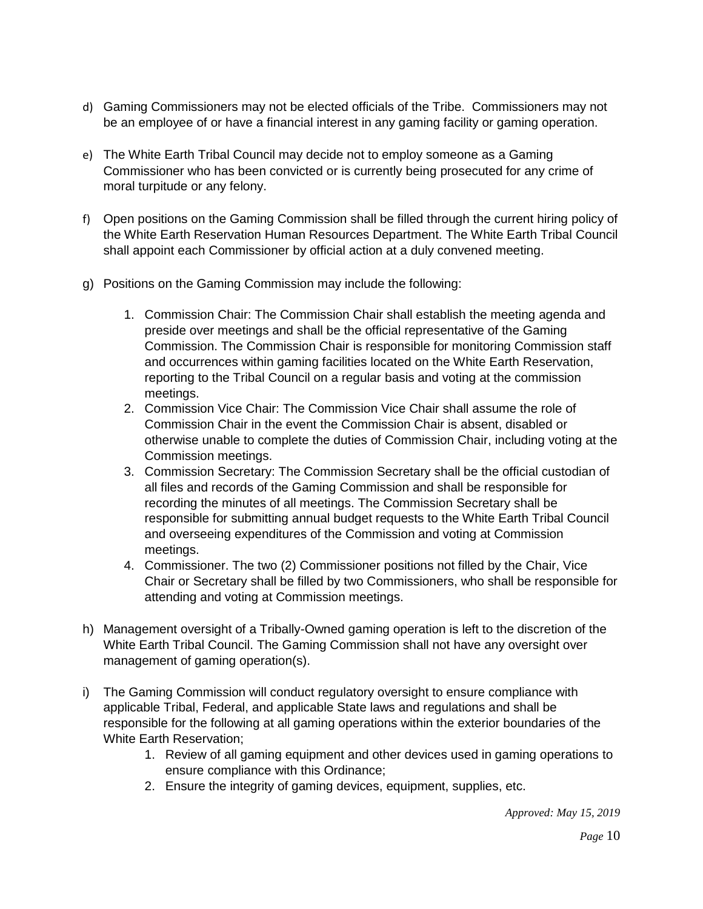d) Gaming Commissioners may not be elected officials of the Tribe. Commissioners may not be an employee of or have a financial interest in any gaming facility or gaming operation.

e) The White Earth Tribal Council may decide not to employ someone as a Gaming Commissioner who has been convicted or is currently being prosecuted for any crime of moral turpitude or any felony.

f) Open positions on the Gaming Commission shall be filled through the current hiring policy of the White Earth Reservation Human Resources Department. The White Earth Tribal Council shall appoint each Commissioner by official action at a duly convened meeting.

g) Positions on the Gaming Commission may include the following:

   1. Commission Chair: The Commission Chair shall establish the meeting agenda and preside over meetings and shall be the official representative of the Gaming Commission. The Commission Chair is responsible for monitoring Commission staff and occurrences within gaming facilities located on the White Earth Reservation, reporting to the Tribal Council on a regular basis and voting at the commission meetings.
   2. Commission Vice Chair: The Commission Vice Chair shall assume the role of Commission Chair in the event the Commission Chair is absent, disabled or otherwise unable to complete the duties of Commission Chair, including voting at the Commission meetings.
   3. Commission Secretary: The Commission Secretary shall be the official custodian of all files and records of the Gaming Commission and shall be responsible for recording the minutes of all meetings. The Commission Secretary shall be responsible for submitting annual budget requests to the White Earth Tribal Council and overseeing expenditures of the Commission and voting at Commission meetings.
   4. Commissioner. The two (2) Commissioner positions not filled by the Chair, Vice Chair or Secretary shall be filled by two Commissioners, who shall be responsible for attending and voting at Commission meetings.

h) Management oversight of a Tribally-Owned gaming operation is left to the discretion of the White Earth Tribal Council. The Gaming Commission shall not have any oversight over management of gaming operation(s).

i) The Gaming Commission will conduct regulatory oversight to ensure compliance with applicable Tribal, Federal, and applicable State laws and regulations and shall be responsible for the following at all gaming operations within the exterior boundaries of the White Earth Reservation;

   1. Review of all gaming equipment and other devices used in gaming operations to ensure compliance with this Ordinance;
   2. Ensure the integrity of gaming devices, equipment, supplies, etc.

*Approved: May 15, 2019*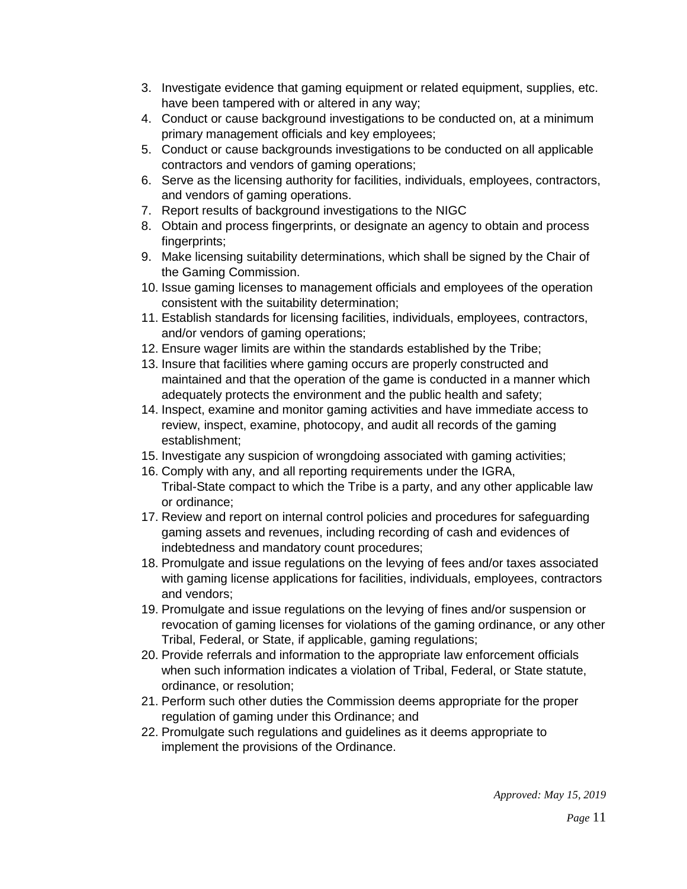3. Investigate evidence that gaming equipment or related equipment, supplies, etc. have been tampered with or altered in any way;
4. Conduct or cause background investigations to be conducted on, at a minimum primary management officials and key employees;
5. Conduct or cause backgrounds investigations to be conducted on all applicable contractors and vendors of gaming operations;
6. Serve as the licensing authority for facilities, individuals, employees, contractors, and vendors of gaming operations.
7. Report results of background investigations to the NIGC
8. Obtain and process fingerprints, or designate an agency to obtain and process fingerprints;
9. Make licensing suitability determinations, which shall be signed by the Chair of the Gaming Commission.
10. Issue gaming licenses to management officials and employees of the operation consistent with the suitability determination;
11. Establish standards for licensing facilities, individuals, employees, contractors, and/or vendors of gaming operations;
12. Ensure wager limits are within the standards established by the Tribe;
13. Insure that facilities where gaming occurs are properly constructed and maintained and that the operation of the game is conducted in a manner which adequately protects the environment and the public health and safety;
14. Inspect, examine and monitor gaming activities and have immediate access to review, inspect, examine, photocopy, and audit all records of the gaming establishment;
15. Investigate any suspicion of wrongdoing associated with gaming activities;
16. Comply with any, and all reporting requirements under the IGRA, Tribal-State compact to which the Tribe is a party, and any other applicable law or ordinance;
17. Review and report on internal control policies and procedures for safeguarding gaming assets and revenues, including recording of cash and evidences of indebtedness and mandatory count procedures;
18. Promulgate and issue regulations on the levying of fees and/or taxes associated with gaming license applications for facilities, individuals, employees, contractors and vendors;
19. Promulgate and issue regulations on the levying of fines and/or suspension or revocation of gaming licenses for violations of the gaming ordinance, or any other Tribal, Federal, or State, if applicable, gaming regulations;
20. Provide referrals and information to the appropriate law enforcement officials when such information indicates a violation of Tribal, Federal, or State statute, ordinance, or resolution;
21. Perform such other duties the Commission deems appropriate for the proper regulation of gaming under this Ordinance; and
22. Promulgate such regulations and guidelines as it deems appropriate to implement the provisions of the Ordinance.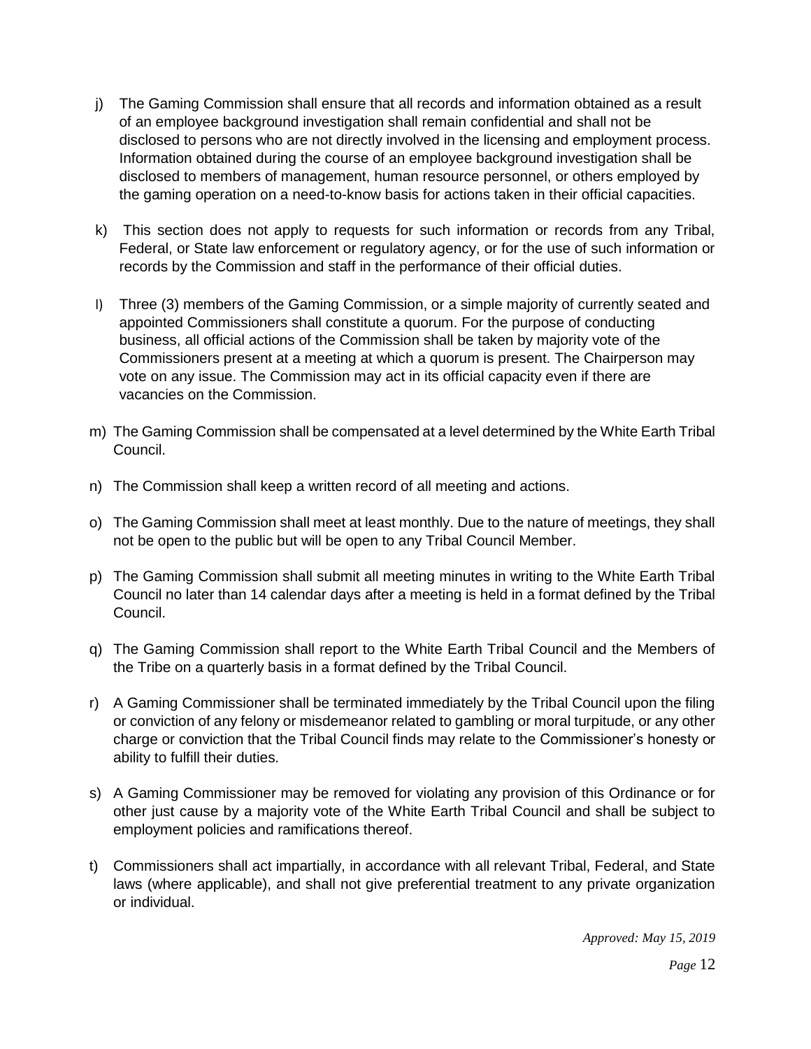j) The Gaming Commission shall ensure that all records and information obtained as a result of an employee background investigation shall remain confidential and shall not be disclosed to persons who are not directly involved in the licensing and employment process. Information obtained during the course of an employee background investigation shall be disclosed to members of management, human resource personnel, or others employed by the gaming operation on a need-to-know basis for actions taken in their official capacities.

k) This section does not apply to requests for such information or records from any Tribal, Federal, or State law enforcement or regulatory agency, or for the use of such information or records by the Commission and staff in the performance of their official duties.

l) Three (3) members of the Gaming Commission, or a simple majority of currently seated and appointed Commissioners shall constitute a quorum. For the purpose of conducting business, all official actions of the Commission shall be taken by majority vote of the Commissioners present at a meeting at which a quorum is present. The Chairperson may vote on any issue. The Commission may act in its official capacity even if there are vacancies on the Commission.

m) The Gaming Commission shall be compensated at a level determined by the White Earth Tribal Council.

n) The Commission shall keep a written record of all meeting and actions.

o) The Gaming Commission shall meet at least monthly. Due to the nature of meetings, they shall not be open to the public but will be open to any Tribal Council Member.

p) The Gaming Commission shall submit all meeting minutes in writing to the White Earth Tribal Council no later than 14 calendar days after a meeting is held in a format defined by the Tribal Council.

q) The Gaming Commission shall report to the White Earth Tribal Council and the Members of the Tribe on a quarterly basis in a format defined by the Tribal Council.

r) A Gaming Commissioner shall be terminated immediately by the Tribal Council upon the filing or conviction of any felony or misdemeanor related to gambling or moral turpitude, or any other charge or conviction that the Tribal Council finds may relate to the Commissioner's honesty or ability to fulfill their duties.

s) A Gaming Commissioner may be removed for violating any provision of this Ordinance or for other just cause by a majority vote of the White Earth Tribal Council and shall be subject to employment policies and ramifications thereof.

t) Commissioners shall act impartially, in accordance with all relevant Tribal, Federal, and State laws (where applicable), and shall not give preferential treatment to any private organization or individual.

*Approved: May 15, 2019*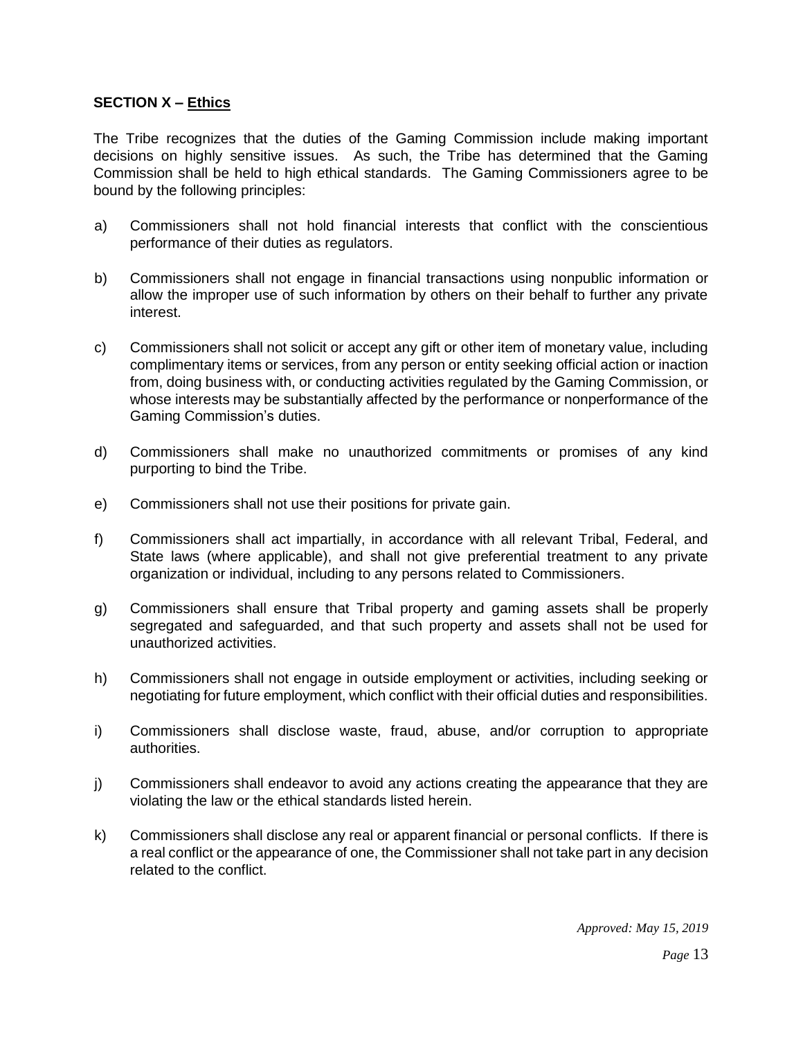## SECTION X – Ethics

The Tribe recognizes that the duties of the Gaming Commission include making important decisions on highly sensitive issues. As such, the Tribe has determined that the Gaming Commission shall be held to high ethical standards. The Gaming Commissioners agree to be bound by the following principles:

a) Commissioners shall not hold financial interests that conflict with the conscientious performance of their duties as regulators.

b) Commissioners shall not engage in financial transactions using nonpublic information or allow the improper use of such information by others on their behalf to further any private interest.

c) Commissioners shall not solicit or accept any gift or other item of monetary value, including complimentary items or services, from any person or entity seeking official action or inaction from, doing business with, or conducting activities regulated by the Gaming Commission, or whose interests may be substantially affected by the performance or nonperformance of the Gaming Commission's duties.

d) Commissioners shall make no unauthorized commitments or promises of any kind purporting to bind the Tribe.

e) Commissioners shall not use their positions for private gain.

f) Commissioners shall act impartially, in accordance with all relevant Tribal, Federal, and State laws (where applicable), and shall not give preferential treatment to any private organization or individual, including to any persons related to Commissioners.

g) Commissioners shall ensure that Tribal property and gaming assets shall be properly segregated and safeguarded, and that such property and assets shall not be used for unauthorized activities.

h) Commissioners shall not engage in outside employment or activities, including seeking or negotiating for future employment, which conflict with their official duties and responsibilities.

i) Commissioners shall disclose waste, fraud, abuse, and/or corruption to appropriate authorities.

j) Commissioners shall endeavor to avoid any actions creating the appearance that they are violating the law or the ethical standards listed herein.

k) Commissioners shall disclose any real or apparent financial or personal conflicts. If there is a real conflict or the appearance of one, the Commissioner shall not take part in any decision related to the conflict.

*Approved: May 15, 2019*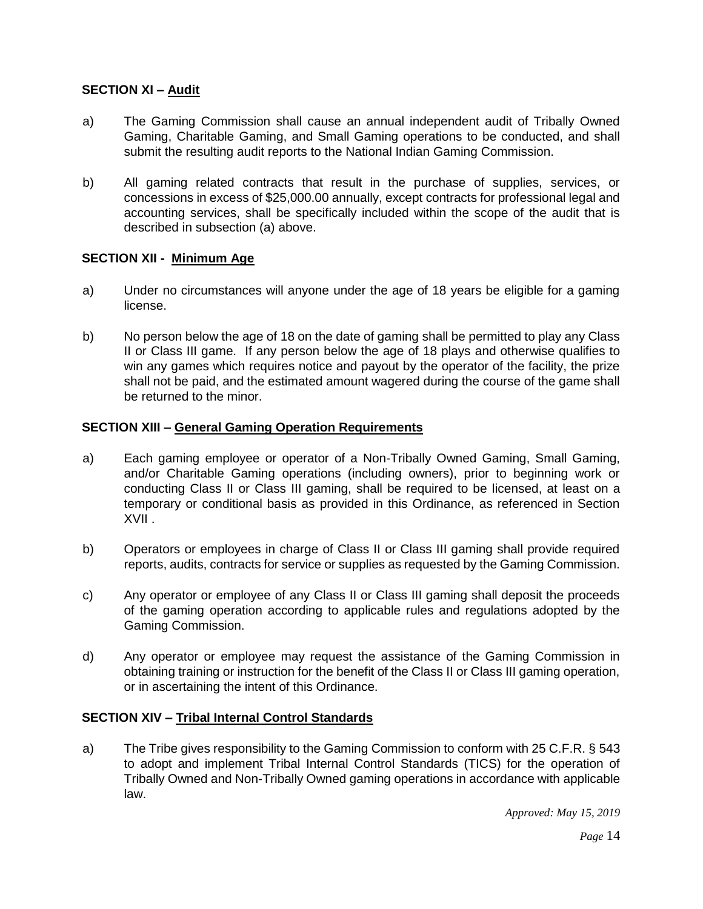**SECTION XI – Audit**

a) The Gaming Commission shall cause an annual independent audit of Tribally Owned Gaming, Charitable Gaming, and Small Gaming operations to be conducted, and shall submit the resulting audit reports to the National Indian Gaming Commission.

b) All gaming related contracts that result in the purchase of supplies, services, or concessions in excess of $25,000.00 annually, except contracts for professional legal and accounting services, shall be specifically included within the scope of the audit that is described in subsection (a) above.

**SECTION XII - Minimum Age**

a) Under no circumstances will anyone under the age of 18 years be eligible for a gaming license.

b) No person below the age of 18 on the date of gaming shall be permitted to play any Class II or Class III game. If any person below the age of 18 plays and otherwise qualifies to win any games which requires notice and payout by the operator of the facility, the prize shall not be paid, and the estimated amount wagered during the course of the game shall be returned to the minor.

**SECTION XIII – General Gaming Operation Requirements**

a) Each gaming employee or operator of a Non-Tribally Owned Gaming, Small Gaming, and/or Charitable Gaming operations (including owners), prior to beginning work or conducting Class II or Class III gaming, shall be required to be licensed, at least on a temporary or conditional basis as provided in this Ordinance, as referenced in Section XVII .

b) Operators or employees in charge of Class II or Class III gaming shall provide required reports, audits, contracts for service or supplies as requested by the Gaming Commission.

c) Any operator or employee of any Class II or Class III gaming shall deposit the proceeds of the gaming operation according to applicable rules and regulations adopted by the Gaming Commission.

d) Any operator or employee may request the assistance of the Gaming Commission in obtaining training or instruction for the benefit of the Class II or Class III gaming operation, or in ascertaining the intent of this Ordinance.

**SECTION XIV – Tribal Internal Control Standards**

a) The Tribe gives responsibility to the Gaming Commission to conform with 25 C.F.R. § 543 to adopt and implement Tribal Internal Control Standards (TICS) for the operation of Tribally Owned and Non-Tribally Owned gaming operations in accordance with applicable law.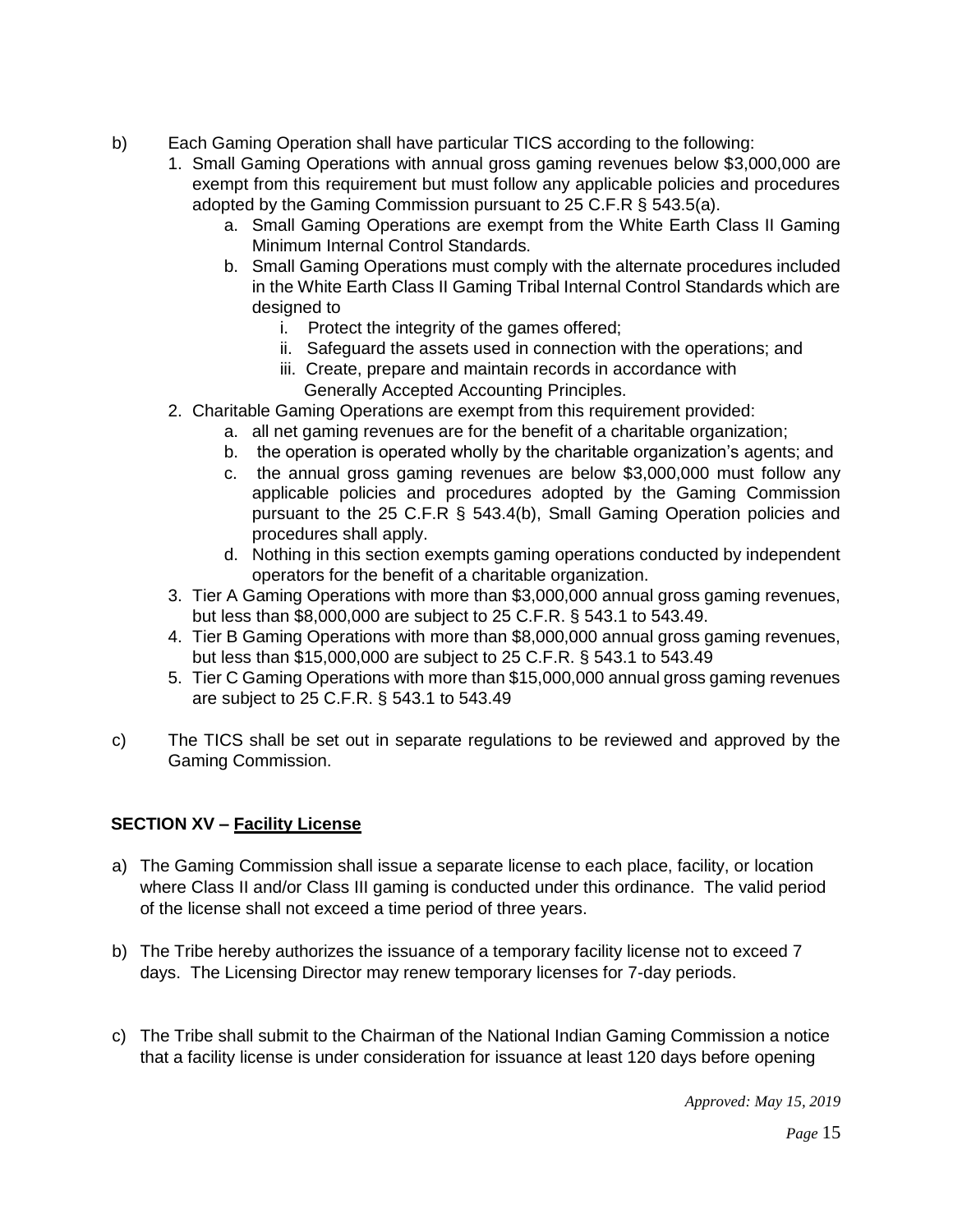b) Each Gaming Operation shall have particular TICS according to the following:
   1. Small Gaming Operations with annual gross gaming revenues below $3,000,000 are exempt from this requirement but must follow any applicable policies and procedures adopted by the Gaming Commission pursuant to 25 C.F.R § 543.5(a).
      a. Small Gaming Operations are exempt from the White Earth Class II Gaming Minimum Internal Control Standards.
      b. Small Gaming Operations must comply with the alternate procedures included in the White Earth Class II Gaming Tribal Internal Control Standards which are designed to
         i. Protect the integrity of the games offered;
         ii. Safeguard the assets used in connection with the operations; and
         iii. Create, prepare and maintain records in accordance with Generally Accepted Accounting Principles.
   2. Charitable Gaming Operations are exempt from this requirement provided:
      a. all net gaming revenues are for the benefit of a charitable organization;
      b. the operation is operated wholly by the charitable organization's agents; and
      c. the annual gross gaming revenues are below $3,000,000 must follow any applicable policies and procedures adopted by the Gaming Commission pursuant to the 25 C.F.R § 543.4(b), Small Gaming Operation policies and procedures shall apply.
      d. Nothing in this section exempts gaming operations conducted by independent operators for the benefit of a charitable organization.
   3. Tier A Gaming Operations with more than $3,000,000 annual gross gaming revenues, but less than $8,000,000 are subject to 25 C.F.R. § 543.1 to 543.49.
   4. Tier B Gaming Operations with more than $8,000,000 annual gross gaming revenues, but less than $15,000,000 are subject to 25 C.F.R. § 543.1 to 543.49
   5. Tier C Gaming Operations with more than $15,000,000 annual gross gaming revenues are subject to 25 C.F.R. § 543.1 to 543.49

c) The TICS shall be set out in separate regulations to be reviewed and approved by the Gaming Commission.

## SECTION XV – Facility License

a) The Gaming Commission shall issue a separate license to each place, facility, or location where Class II and/or Class III gaming is conducted under this ordinance. The valid period of the license shall not exceed a time period of three years.

b) The Tribe hereby authorizes the issuance of a temporary facility license not to exceed 7 days. The Licensing Director may renew temporary licenses for 7-day periods.

c) The Tribe shall submit to the Chairman of the National Indian Gaming Commission a notice that a facility license is under consideration for issuance at least 120 days before opening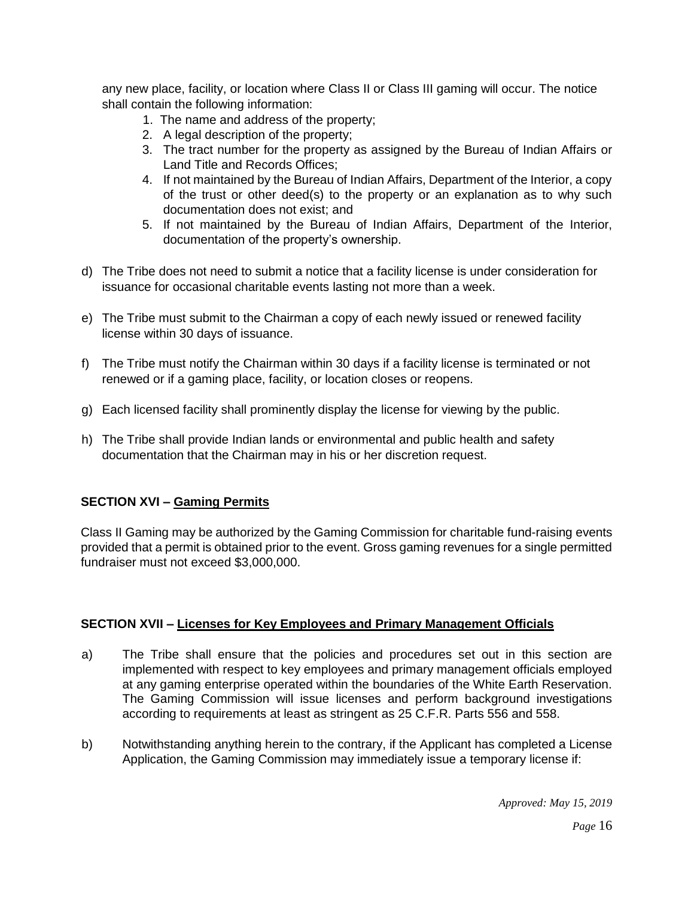any new place, facility, or location where Class II or Class III gaming will occur. The notice shall contain the following information:

1. The name and address of the property;
2. A legal description of the property;
3. The tract number for the property as assigned by the Bureau of Indian Affairs or Land Title and Records Offices;
4. If not maintained by the Bureau of Indian Affairs, Department of the Interior, a copy of the trust or other deed(s) to the property or an explanation as to why such documentation does not exist; and
5. If not maintained by the Bureau of Indian Affairs, Department of the Interior, documentation of the property's ownership.

d) The Tribe does not need to submit a notice that a facility license is under consideration for issuance for occasional charitable events lasting not more than a week.

e) The Tribe must submit to the Chairman a copy of each newly issued or renewed facility license within 30 days of issuance.

f) The Tribe must notify the Chairman within 30 days if a facility license is terminated or not renewed or if a gaming place, facility, or location closes or reopens.

g) Each licensed facility shall prominently display the license for viewing by the public.

h) The Tribe shall provide Indian lands or environmental and public health and safety documentation that the Chairman may in his or her discretion request.

## SECTION XVI – Gaming Permits

Class II Gaming may be authorized by the Gaming Commission for charitable fund-raising events provided that a permit is obtained prior to the event. Gross gaming revenues for a single permitted fundraiser must not exceed $3,000,000.

## SECTION XVII – Licenses for Key Employees and Primary Management Officials

a) The Tribe shall ensure that the policies and procedures set out in this section are implemented with respect to key employees and primary management officials employed at any gaming enterprise operated within the boundaries of the White Earth Reservation. The Gaming Commission will issue licenses and perform background investigations according to requirements at least as stringent as 25 C.F.R. Parts 556 and 558.

b) Notwithstanding anything herein to the contrary, if the Applicant has completed a License Application, the Gaming Commission may immediately issue a temporary license if: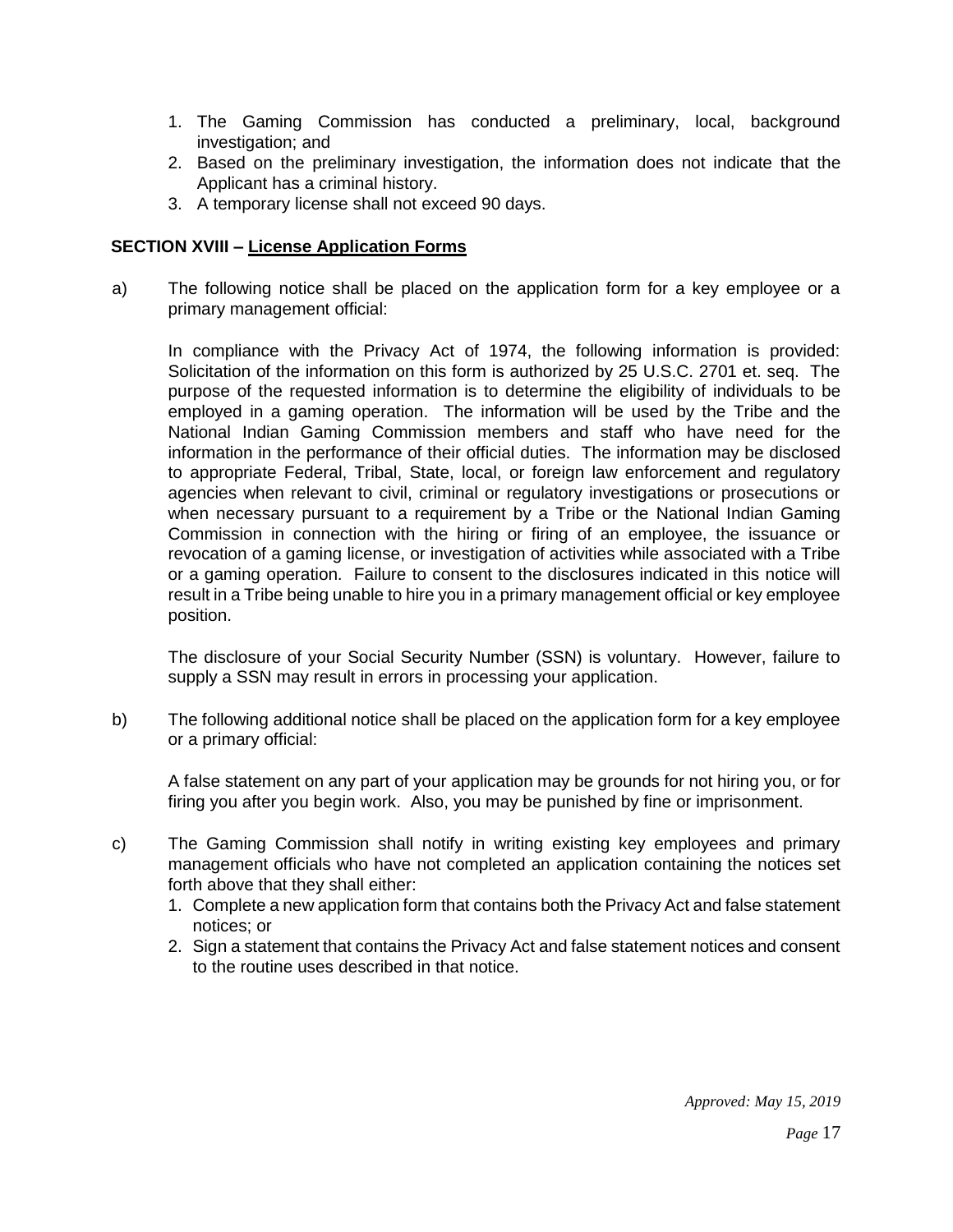1. The Gaming Commission has conducted a preliminary, local, background investigation; and
2. Based on the preliminary investigation, the information does not indicate that the Applicant has a criminal history.
3. A temporary license shall not exceed 90 days.

**SECTION XVIII – License Application Forms**

a) The following notice shall be placed on the application form for a key employee or a primary management official:

   In compliance with the Privacy Act of 1974, the following information is provided: Solicitation of the information on this form is authorized by 25 U.S.C. 2701 et. seq. The purpose of the requested information is to determine the eligibility of individuals to be employed in a gaming operation. The information will be used by the Tribe and the National Indian Gaming Commission members and staff who have need for the information in the performance of their official duties. The information may be disclosed to appropriate Federal, Tribal, State, local, or foreign law enforcement and regulatory agencies when relevant to civil, criminal or regulatory investigations or prosecutions or when necessary pursuant to a requirement by a Tribe or the National Indian Gaming Commission in connection with the hiring or firing of an employee, the issuance or revocation of a gaming license, or investigation of activities while associated with a Tribe or a gaming operation. Failure to consent to the disclosures indicated in this notice will result in a Tribe being unable to hire you in a primary management official or key employee position.

   The disclosure of your Social Security Number (SSN) is voluntary. However, failure to supply a SSN may result in errors in processing your application.

b) The following additional notice shall be placed on the application form for a key employee or a primary official:

   A false statement on any part of your application may be grounds for not hiring you, or for firing you after you begin work. Also, you may be punished by fine or imprisonment.

c) The Gaming Commission shall notify in writing existing key employees and primary management officials who have not completed an application containing the notices set forth above that they shall either:
   1. Complete a new application form that contains both the Privacy Act and false statement notices; or
   2. Sign a statement that contains the Privacy Act and false statement notices and consent to the routine uses described in that notice.

*Approved: May 15, 2019*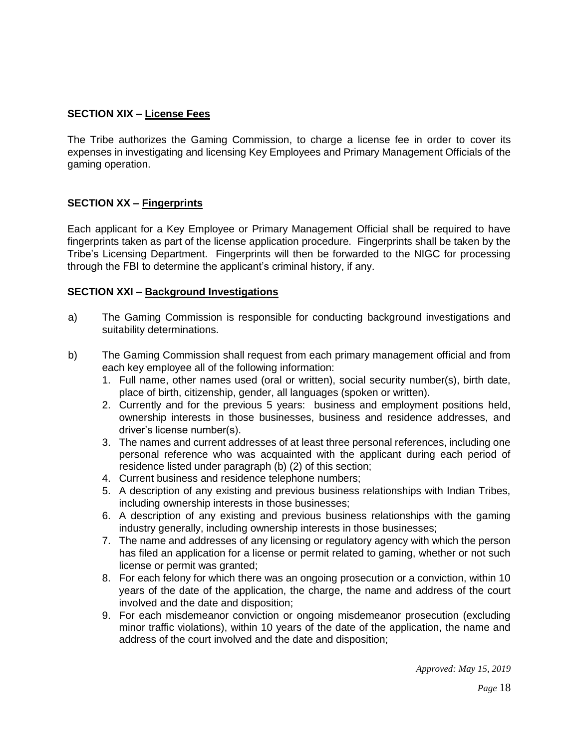## SECTION XIX – License Fees

The Tribe authorizes the Gaming Commission, to charge a license fee in order to cover its expenses in investigating and licensing Key Employees and Primary Management Officials of the gaming operation.

## SECTION XX – Fingerprints

Each applicant for a Key Employee or Primary Management Official shall be required to have fingerprints taken as part of the license application procedure. Fingerprints shall be taken by the Tribe's Licensing Department. Fingerprints will then be forwarded to the NIGC for processing through the FBI to determine the applicant's criminal history, if any.

## SECTION XXI – Background Investigations

a) The Gaming Commission is responsible for conducting background investigations and suitability determinations.

b) The Gaming Commission shall request from each primary management official and from each key employee all of the following information:
   1. Full name, other names used (oral or written), social security number(s), birth date, place of birth, citizenship, gender, all languages (spoken or written).
   2. Currently and for the previous 5 years: business and employment positions held, ownership interests in those businesses, business and residence addresses, and driver's license number(s).
   3. The names and current addresses of at least three personal references, including one personal reference who was acquainted with the applicant during each period of residence listed under paragraph (b) (2) of this section;
   4. Current business and residence telephone numbers;
   5. A description of any existing and previous business relationships with Indian Tribes, including ownership interests in those businesses;
   6. A description of any existing and previous business relationships with the gaming industry generally, including ownership interests in those businesses;
   7. The name and addresses of any licensing or regulatory agency with which the person has filed an application for a license or permit related to gaming, whether or not such license or permit was granted;
   8. For each felony for which there was an ongoing prosecution or a conviction, within 10 years of the date of the application, the charge, the name and address of the court involved and the date and disposition;
   9. For each misdemeanor conviction or ongoing misdemeanor prosecution (excluding minor traffic violations), within 10 years of the date of the application, the name and address of the court involved and the date and disposition;

*Approved: May 15, 2019*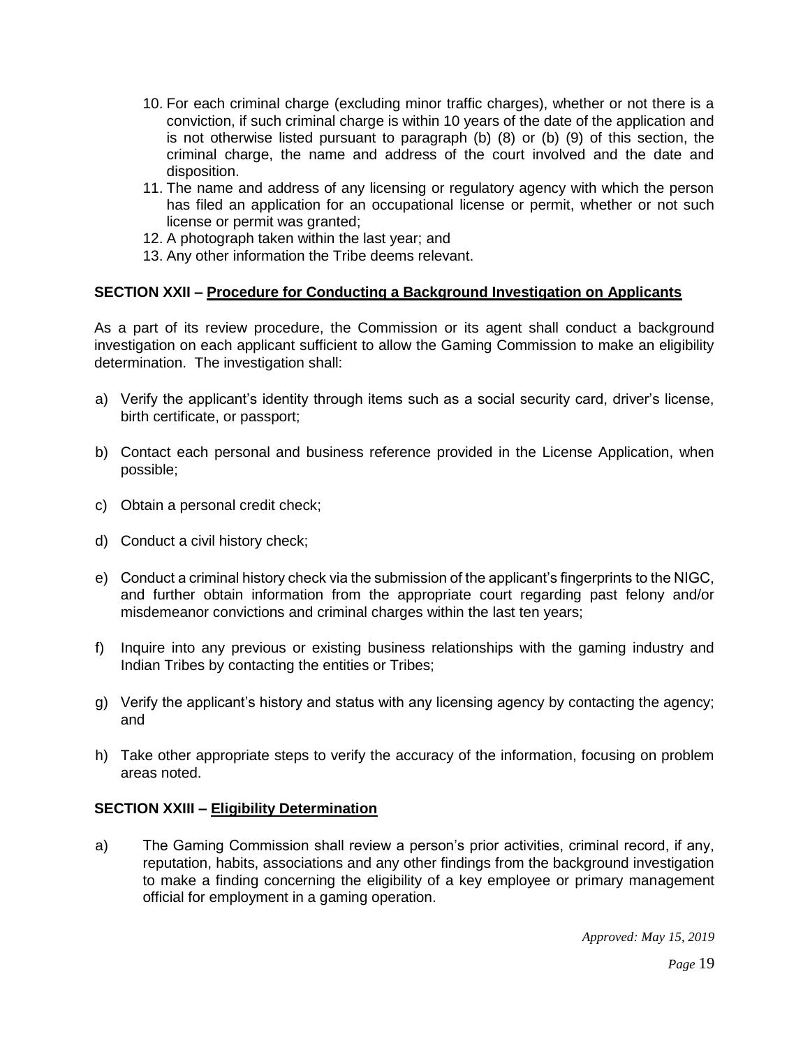10. For each criminal charge (excluding minor traffic charges), whether or not there is a conviction, if such criminal charge is within 10 years of the date of the application and is not otherwise listed pursuant to paragraph (b) (8) or (b) (9) of this section, the criminal charge, the name and address of the court involved and the date and disposition.
11. The name and address of any licensing or regulatory agency with which the person has filed an application for an occupational license or permit, whether or not such license or permit was granted;
12. A photograph taken within the last year; and
13. Any other information the Tribe deems relevant.

**SECTION XXII – Procedure for Conducting a Background Investigation on Applicants**

As a part of its review procedure, the Commission or its agent shall conduct a background investigation on each applicant sufficient to allow the Gaming Commission to make an eligibility determination. The investigation shall:

a) Verify the applicant's identity through items such as a social security card, driver's license, birth certificate, or passport;

b) Contact each personal and business reference provided in the License Application, when possible;

c) Obtain a personal credit check;

d) Conduct a civil history check;

e) Conduct a criminal history check via the submission of the applicant's fingerprints to the NIGC, and further obtain information from the appropriate court regarding past felony and/or misdemeanor convictions and criminal charges within the last ten years;

f) Inquire into any previous or existing business relationships with the gaming industry and Indian Tribes by contacting the entities or Tribes;

g) Verify the applicant's history and status with any licensing agency by contacting the agency; and

h) Take other appropriate steps to verify the accuracy of the information, focusing on problem areas noted.

**SECTION XXIII – Eligibility Determination**

a) The Gaming Commission shall review a person's prior activities, criminal record, if any, reputation, habits, associations and any other findings from the background investigation to make a finding concerning the eligibility of a key employee or primary management official for employment in a gaming operation.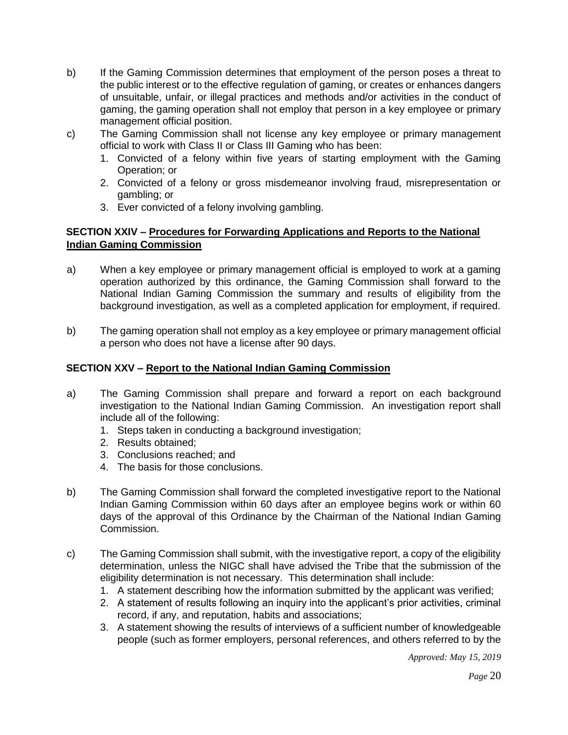b) If the Gaming Commission determines that employment of the person poses a threat to the public interest or to the effective regulation of gaming, or creates or enhances dangers of unsuitable, unfair, or illegal practices and methods and/or activities in the conduct of gaming, the gaming operation shall not employ that person in a key employee or primary management official position.

c) The Gaming Commission shall not license any key employee or primary management official to work with Class II or Class III Gaming who has been:
   1. Convicted of a felony within five years of starting employment with the Gaming Operation; or
   2. Convicted of a felony or gross misdemeanor involving fraud, misrepresentation or gambling; or
   3. Ever convicted of a felony involving gambling.

### SECTION XXIV – <u>Procedures for Forwarding Applications and Reports to the National Indian Gaming Commission</u>

a) When a key employee or primary management official is employed to work at a gaming operation authorized by this ordinance, the Gaming Commission shall forward to the National Indian Gaming Commission the summary and results of eligibility from the background investigation, as well as a completed application for employment, if required.

b) The gaming operation shall not employ as a key employee or primary management official a person who does not have a license after 90 days.

### SECTION XXV – <u>Report to the National Indian Gaming Commission</u>

a) The Gaming Commission shall prepare and forward a report on each background investigation to the National Indian Gaming Commission. An investigation report shall include all of the following:
   1. Steps taken in conducting a background investigation;
   2. Results obtained;
   3. Conclusions reached; and
   4. The basis for those conclusions.

b) The Gaming Commission shall forward the completed investigative report to the National Indian Gaming Commission within 60 days after an employee begins work or within 60 days of the approval of this Ordinance by the Chairman of the National Indian Gaming Commission.

c) The Gaming Commission shall submit, with the investigative report, a copy of the eligibility determination, unless the NIGC shall have advised the Tribe that the submission of the eligibility determination is not necessary. This determination shall include:
   1. A statement describing how the information submitted by the applicant was verified;
   2. A statement of results following an inquiry into the applicant's prior activities, criminal record, if any, and reputation, habits and associations;
   3. A statement showing the results of interviews of a sufficient number of knowledgeable people (such as former employers, personal references, and others referred to by the

*Approved: May 15, 2019*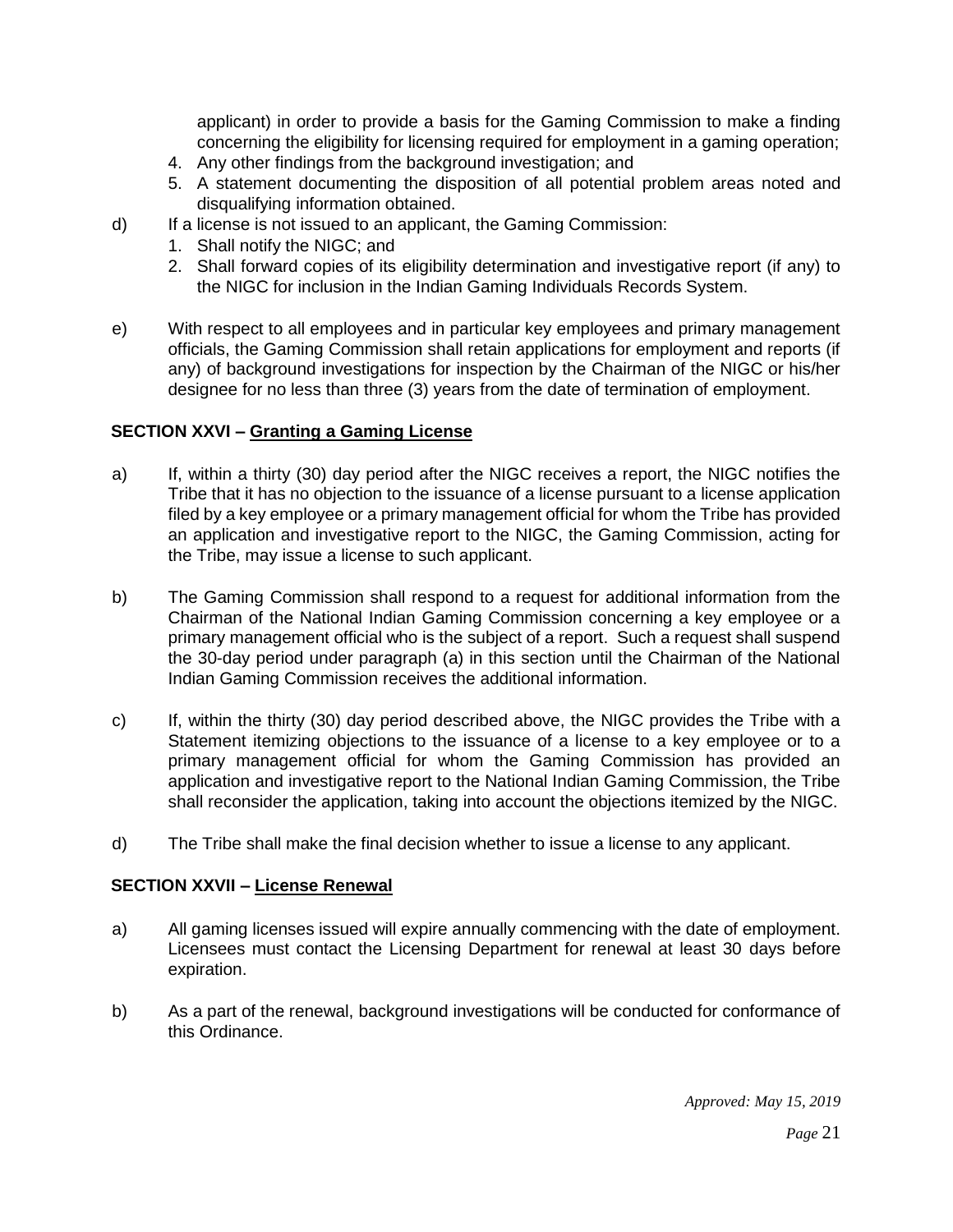applicant) in order to provide a basis for the Gaming Commission to make a finding concerning the eligibility for licensing required for employment in a gaming operation;

4. Any other findings from the background investigation; and
5. A statement documenting the disposition of all potential problem areas noted and disqualifying information obtained.

d) If a license is not issued to an applicant, the Gaming Commission:
   1. Shall notify the NIGC; and
   2. Shall forward copies of its eligibility determination and investigative report (if any) to the NIGC for inclusion in the Indian Gaming Individuals Records System.

e) With respect to all employees and in particular key employees and primary management officials, the Gaming Commission shall retain applications for employment and reports (if any) of background investigations for inspection by the Chairman of the NIGC or his/her designee for no less than three (3) years from the date of termination of employment.

### SECTION XXVI – Granting a Gaming License

a) If, within a thirty (30) day period after the NIGC receives a report, the NIGC notifies the Tribe that it has no objection to the issuance of a license pursuant to a license application filed by a key employee or a primary management official for whom the Tribe has provided an application and investigative report to the NIGC, the Gaming Commission, acting for the Tribe, may issue a license to such applicant.

b) The Gaming Commission shall respond to a request for additional information from the Chairman of the National Indian Gaming Commission concerning a key employee or a primary management official who is the subject of a report. Such a request shall suspend the 30-day period under paragraph (a) in this section until the Chairman of the National Indian Gaming Commission receives the additional information.

c) If, within the thirty (30) day period described above, the NIGC provides the Tribe with a Statement itemizing objections to the issuance of a license to a key employee or to a primary management official for whom the Gaming Commission has provided an application and investigative report to the National Indian Gaming Commission, the Tribe shall reconsider the application, taking into account the objections itemized by the NIGC.

d) The Tribe shall make the final decision whether to issue a license to any applicant.

### SECTION XXVII – License Renewal

a) All gaming licenses issued will expire annually commencing with the date of employment. Licensees must contact the Licensing Department for renewal at least 30 days before expiration.

b) As a part of the renewal, background investigations will be conducted for conformance of this Ordinance.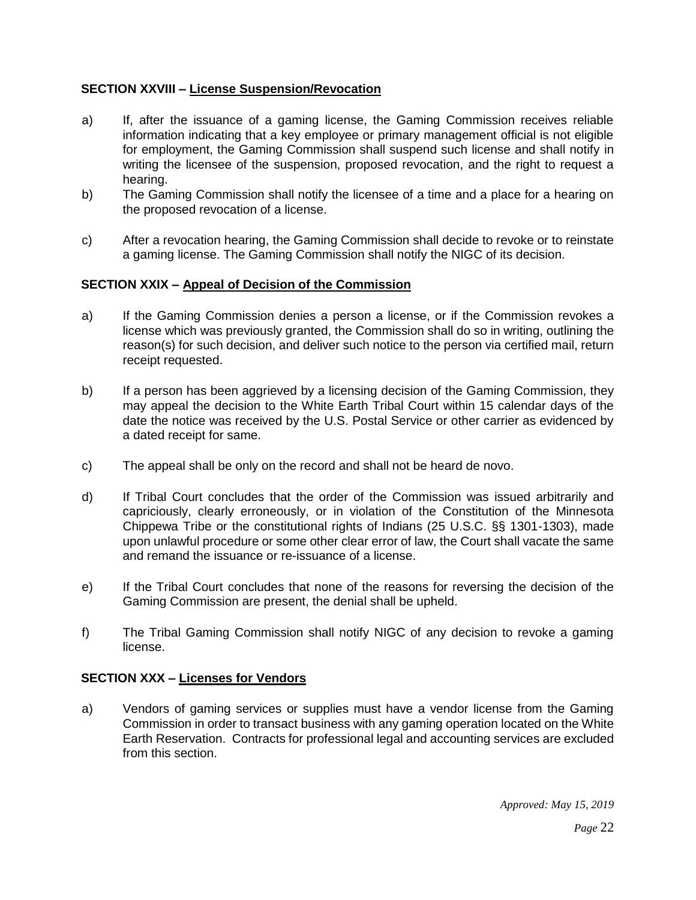### SECTION XXVIII – <u>License Suspension/Revocation</u>

a) If, after the issuance of a gaming license, the Gaming Commission receives reliable information indicating that a key employee or primary management official is not eligible for employment, the Gaming Commission shall suspend such license and shall notify in writing the licensee of the suspension, proposed revocation, and the right to request a hearing.

b) The Gaming Commission shall notify the licensee of a time and a place for a hearing on the proposed revocation of a license.

c) After a revocation hearing, the Gaming Commission shall decide to revoke or to reinstate a gaming license. The Gaming Commission shall notify the NIGC of its decision.

### SECTION XXIX – <u>Appeal of Decision of the Commission</u>

a) If the Gaming Commission denies a person a license, or if the Commission revokes a license which was previously granted, the Commission shall do so in writing, outlining the reason(s) for such decision, and deliver such notice to the person via certified mail, return receipt requested.

b) If a person has been aggrieved by a licensing decision of the Gaming Commission, they may appeal the decision to the White Earth Tribal Court within 15 calendar days of the date the notice was received by the U.S. Postal Service or other carrier as evidenced by a dated receipt for same.

c) The appeal shall be only on the record and shall not be heard de novo.

d) If Tribal Court concludes that the order of the Commission was issued arbitrarily and capriciously, clearly erroneously, or in violation of the Constitution of the Minnesota Chippewa Tribe or the constitutional rights of Indians (25 U.S.C. §§ 1301-1303), made upon unlawful procedure or some other clear error of law, the Court shall vacate the same and remand the issuance or re-issuance of a license.

e) If the Tribal Court concludes that none of the reasons for reversing the decision of the Gaming Commission are present, the denial shall be upheld.

f) The Tribal Gaming Commission shall notify NIGC of any decision to revoke a gaming license.

### SECTION XXX – <u>Licenses for Vendors</u>

a) Vendors of gaming services or supplies must have a vendor license from the Gaming Commission in order to transact business with any gaming operation located on the White Earth Reservation. Contracts for professional legal and accounting services are excluded from this section.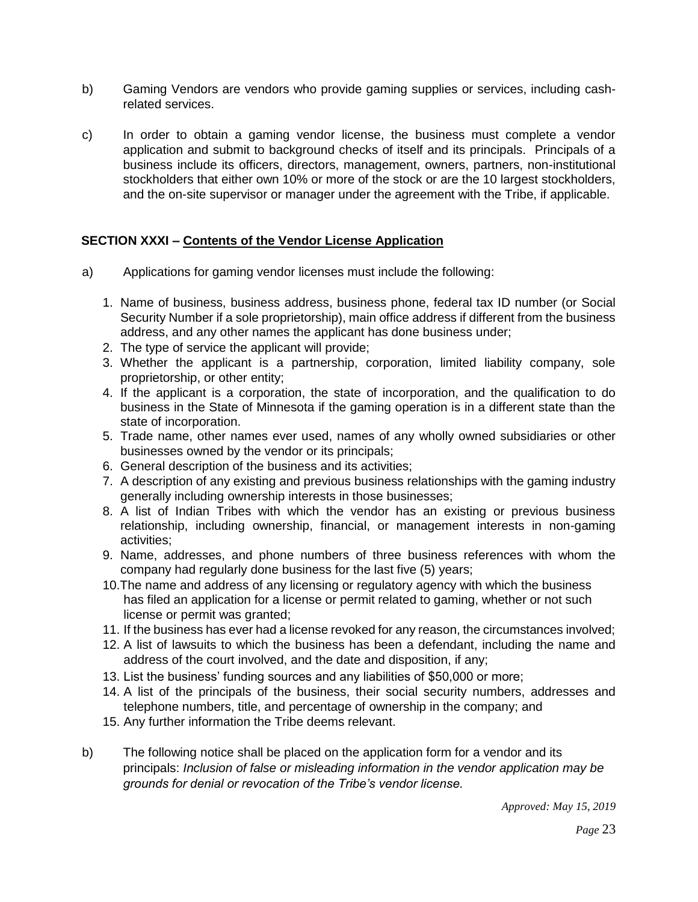b) Gaming Vendors are vendors who provide gaming supplies or services, including cash-related services.

c) In order to obtain a gaming vendor license, the business must complete a vendor application and submit to background checks of itself and its principals. Principals of a business include its officers, directors, management, owners, partners, non-institutional stockholders that either own 10% or more of the stock or are the 10 largest stockholders, and the on-site supervisor or manager under the agreement with the Tribe, if applicable.

## SECTION XXXI – Contents of the Vendor License Application

a) Applications for gaming vendor licenses must include the following:

1. Name of business, business address, business phone, federal tax ID number (or Social Security Number if a sole proprietorship), main office address if different from the business address, and any other names the applicant has done business under;
2. The type of service the applicant will provide;
3. Whether the applicant is a partnership, corporation, limited liability company, sole proprietorship, or other entity;
4. If the applicant is a corporation, the state of incorporation, and the qualification to do business in the State of Minnesota if the gaming operation is in a different state than the state of incorporation.
5. Trade name, other names ever used, names of any wholly owned subsidiaries or other businesses owned by the vendor or its principals;
6. General description of the business and its activities;
7. A description of any existing and previous business relationships with the gaming industry generally including ownership interests in those businesses;
8. A list of Indian Tribes with which the vendor has an existing or previous business relationship, including ownership, financial, or management interests in non-gaming activities;
9. Name, addresses, and phone numbers of three business references with whom the company had regularly done business for the last five (5) years;
10. The name and address of any licensing or regulatory agency with which the business has filed an application for a license or permit related to gaming, whether or not such license or permit was granted;
11. If the business has ever had a license revoked for any reason, the circumstances involved;
12. A list of lawsuits to which the business has been a defendant, including the name and address of the court involved, and the date and disposition, if any;
13. List the business' funding sources and any liabilities of $50,000 or more;
14. A list of the principals of the business, their social security numbers, addresses and telephone numbers, title, and percentage of ownership in the company; and
15. Any further information the Tribe deems relevant.

b) The following notice shall be placed on the application form for a vendor and its principals: *Inclusion of false or misleading information in the vendor application may be grounds for denial or revocation of the Tribe's vendor license.*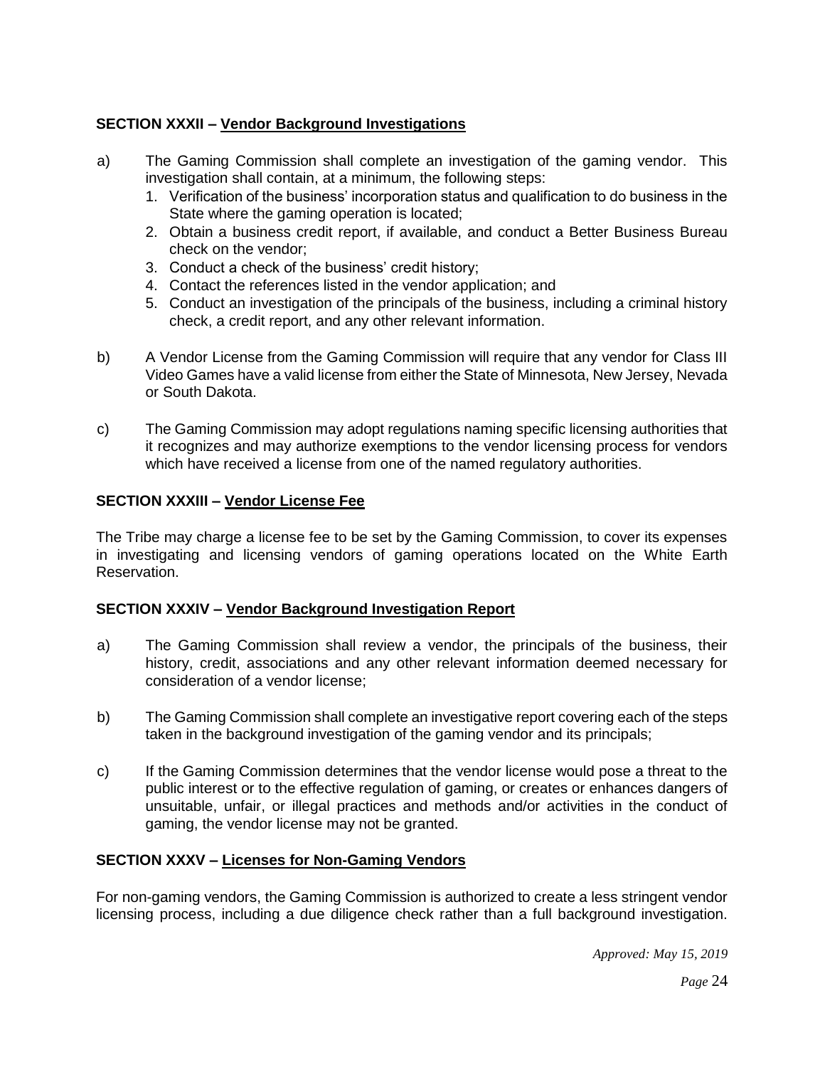## SECTION XXXII – <u>Vendor Background Investigations</u>

a) The Gaming Commission shall complete an investigation of the gaming vendor. This investigation shall contain, at a minimum, the following steps:
   1. Verification of the business' incorporation status and qualification to do business in the State where the gaming operation is located;
   2. Obtain a business credit report, if available, and conduct a Better Business Bureau check on the vendor;
   3. Conduct a check of the business' credit history;
   4. Contact the references listed in the vendor application; and
   5. Conduct an investigation of the principals of the business, including a criminal history check, a credit report, and any other relevant information.

b) A Vendor License from the Gaming Commission will require that any vendor for Class III Video Games have a valid license from either the State of Minnesota, New Jersey, Nevada or South Dakota.

c) The Gaming Commission may adopt regulations naming specific licensing authorities that it recognizes and may authorize exemptions to the vendor licensing process for vendors which have received a license from one of the named regulatory authorities.

## SECTION XXXIII – <u>Vendor License Fee</u>

The Tribe may charge a license fee to be set by the Gaming Commission, to cover its expenses in investigating and licensing vendors of gaming operations located on the White Earth Reservation.

## SECTION XXXIV – <u>Vendor Background Investigation Report</u>

a) The Gaming Commission shall review a vendor, the principals of the business, their history, credit, associations and any other relevant information deemed necessary for consideration of a vendor license;

b) The Gaming Commission shall complete an investigative report covering each of the steps taken in the background investigation of the gaming vendor and its principals;

c) If the Gaming Commission determines that the vendor license would pose a threat to the public interest or to the effective regulation of gaming, or creates or enhances dangers of unsuitable, unfair, or illegal practices and methods and/or activities in the conduct of gaming, the vendor license may not be granted.

## SECTION XXXV – <u>Licenses for Non-Gaming Vendors</u>

For non-gaming vendors, the Gaming Commission is authorized to create a less stringent vendor licensing process, including a due diligence check rather than a full background investigation.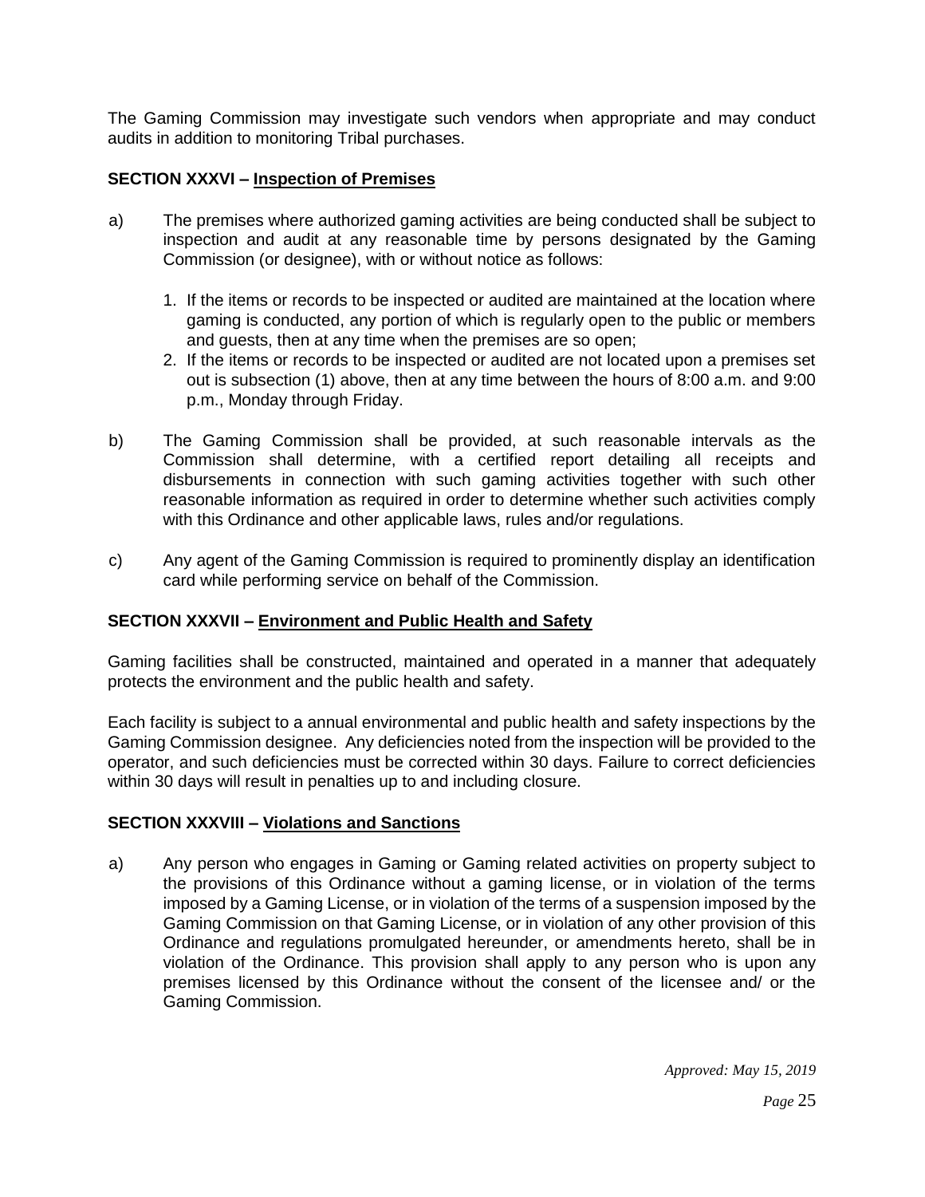The Gaming Commission may investigate such vendors when appropriate and may conduct audits in addition to monitoring Tribal purchases.

**SECTION XXXVI – Inspection of Premises**

a) The premises where authorized gaming activities are being conducted shall be subject to inspection and audit at any reasonable time by persons designated by the Gaming Commission (or designee), with or without notice as follows:

   1. If the items or records to be inspected or audited are maintained at the location where gaming is conducted, any portion of which is regularly open to the public or members and guests, then at any time when the premises are so open;
   2. If the items or records to be inspected or audited are not located upon a premises set out is subsection (1) above, then at any time between the hours of 8:00 a.m. and 9:00 p.m., Monday through Friday.

b) The Gaming Commission shall be provided, at such reasonable intervals as the Commission shall determine, with a certified report detailing all receipts and disbursements in connection with such gaming activities together with such other reasonable information as required in order to determine whether such activities comply with this Ordinance and other applicable laws, rules and/or regulations.

c) Any agent of the Gaming Commission is required to prominently display an identification card while performing service on behalf of the Commission.

**SECTION XXXVII – Environment and Public Health and Safety**

Gaming facilities shall be constructed, maintained and operated in a manner that adequately protects the environment and the public health and safety.

Each facility is subject to a annual environmental and public health and safety inspections by the Gaming Commission designee. Any deficiencies noted from the inspection will be provided to the operator, and such deficiencies must be corrected within 30 days. Failure to correct deficiencies within 30 days will result in penalties up to and including closure.

**SECTION XXXVIII – Violations and Sanctions**

a) Any person who engages in Gaming or Gaming related activities on property subject to the provisions of this Ordinance without a gaming license, or in violation of the terms imposed by a Gaming License, or in violation of the terms of a suspension imposed by the Gaming Commission on that Gaming License, or in violation of any other provision of this Ordinance and regulations promulgated hereunder, or amendments hereto, shall be in violation of the Ordinance. This provision shall apply to any person who is upon any premises licensed by this Ordinance without the consent of the licensee and/ or the Gaming Commission.

*Approved: May 15, 2019*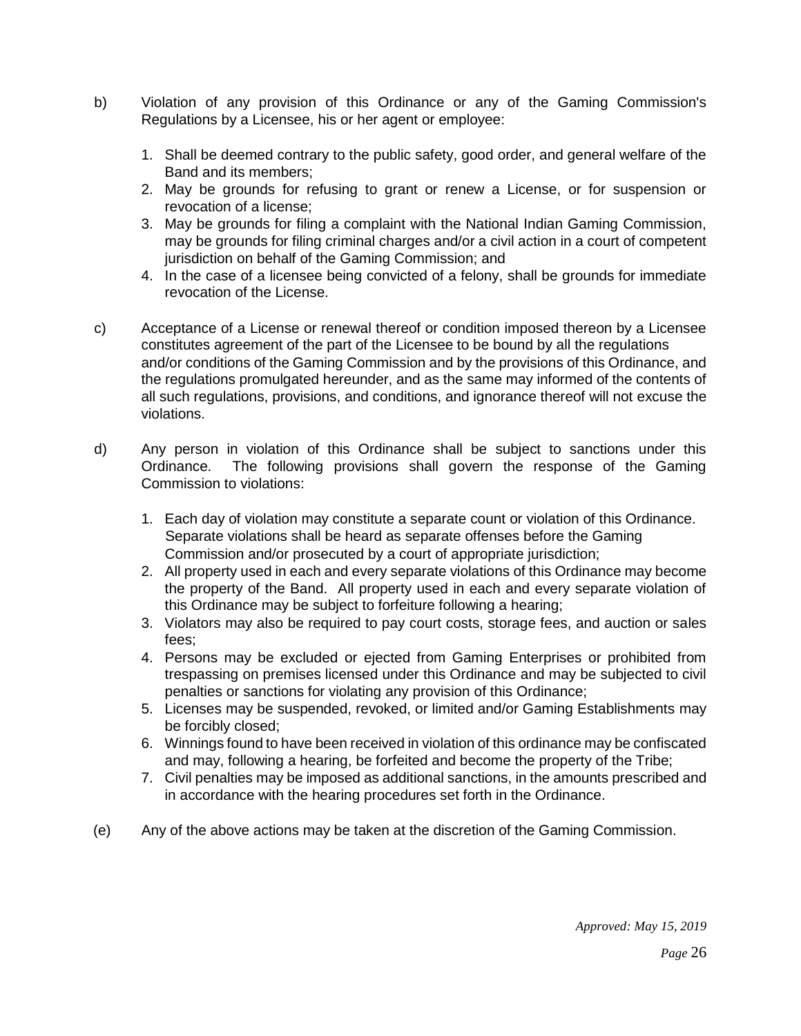b) Violation of any provision of this Ordinance or any of the Gaming Commission's Regulations by a Licensee, his or her agent or employee:

1. Shall be deemed contrary to the public safety, good order, and general welfare of the Band and its members;
2. May be grounds for refusing to grant or renew a License, or for suspension or revocation of a license;
3. May be grounds for filing a complaint with the National Indian Gaming Commission, may be grounds for filing criminal charges and/or a civil action in a court of competent jurisdiction on behalf of the Gaming Commission; and
4. In the case of a licensee being convicted of a felony, shall be grounds for immediate revocation of the License.

c) Acceptance of a License or renewal thereof or condition imposed thereon by a Licensee constitutes agreement of the part of the Licensee to be bound by all the regulations and/or conditions of the Gaming Commission and by the provisions of this Ordinance, and the regulations promulgated hereunder, and as the same may informed of the contents of all such regulations, provisions, and conditions, and ignorance thereof will not excuse the violations.

d) Any person in violation of this Ordinance shall be subject to sanctions under this Ordinance. The following provisions shall govern the response of the Gaming Commission to violations:

1. Each day of violation may constitute a separate count or violation of this Ordinance. Separate violations shall be heard as separate offenses before the Gaming Commission and/or prosecuted by a court of appropriate jurisdiction;
2. All property used in each and every separate violations of this Ordinance may become the property of the Band. All property used in each and every separate violation of this Ordinance may be subject to forfeiture following a hearing;
3. Violators may also be required to pay court costs, storage fees, and auction or sales fees;
4. Persons may be excluded or ejected from Gaming Enterprises or prohibited from trespassing on premises licensed under this Ordinance and may be subjected to civil penalties or sanctions for violating any provision of this Ordinance;
5. Licenses may be suspended, revoked, or limited and/or Gaming Establishments may be forcibly closed;
6. Winnings found to have been received in violation of this ordinance may be confiscated and may, following a hearing, be forfeited and become the property of the Tribe;
7. Civil penalties may be imposed as additional sanctions, in the amounts prescribed and in accordance with the hearing procedures set forth in the Ordinance.

(e) Any of the above actions may be taken at the discretion of the Gaming Commission.

*Approved: May 15, 2019*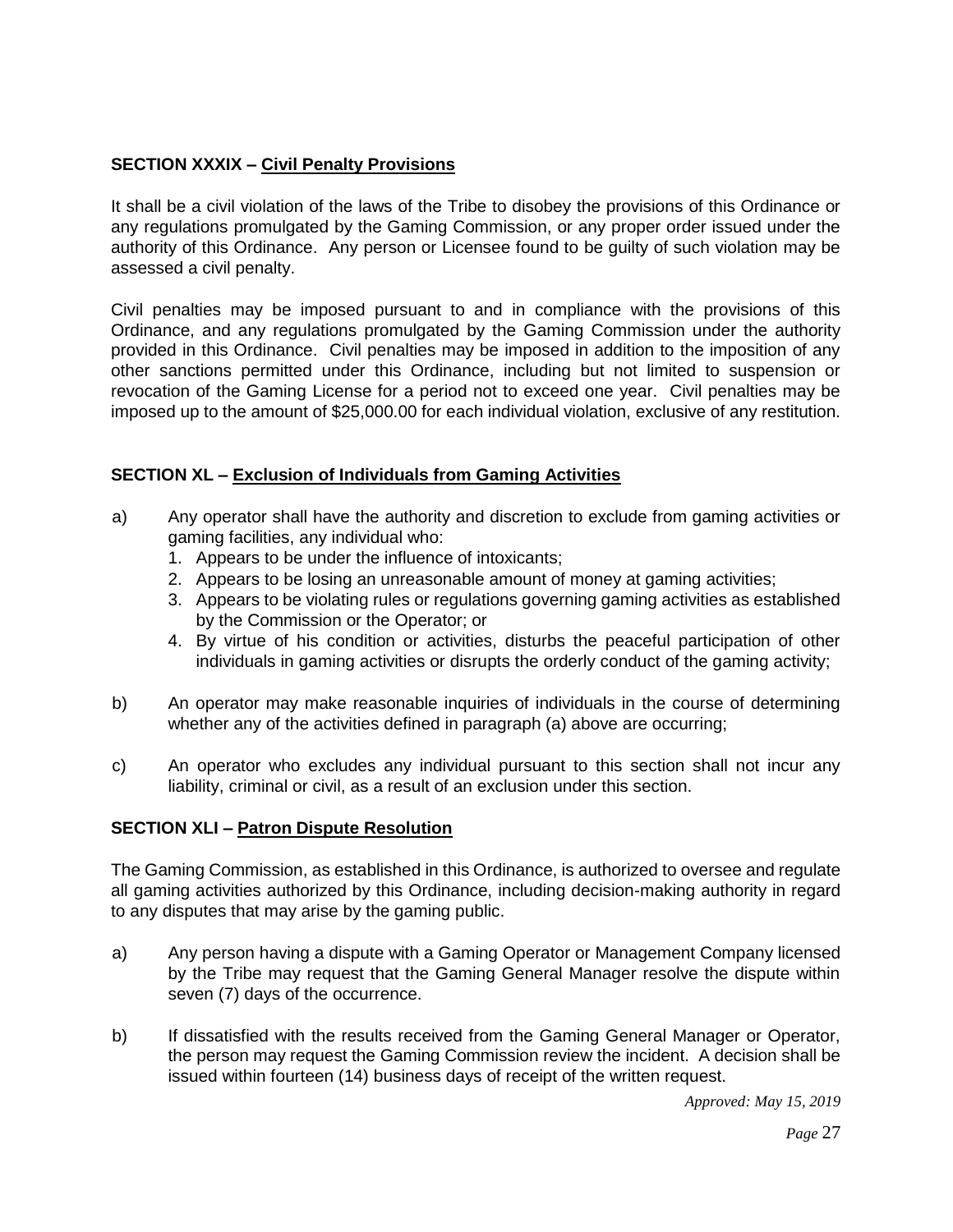## SECTION XXXIX – Civil Penalty Provisions

It shall be a civil violation of the laws of the Tribe to disobey the provisions of this Ordinance or any regulations promulgated by the Gaming Commission, or any proper order issued under the authority of this Ordinance. Any person or Licensee found to be guilty of such violation may be assessed a civil penalty.

Civil penalties may be imposed pursuant to and in compliance with the provisions of this Ordinance, and any regulations promulgated by the Gaming Commission under the authority provided in this Ordinance. Civil penalties may be imposed in addition to the imposition of any other sanctions permitted under this Ordinance, including but not limited to suspension or revocation of the Gaming License for a period not to exceed one year. Civil penalties may be imposed up to the amount of $25,000.00 for each individual violation, exclusive of any restitution.

## SECTION XL – Exclusion of Individuals from Gaming Activities

a) Any operator shall have the authority and discretion to exclude from gaming activities or gaming facilities, any individual who:
   1. Appears to be under the influence of intoxicants;
   2. Appears to be losing an unreasonable amount of money at gaming activities;
   3. Appears to be violating rules or regulations governing gaming activities as established by the Commission or the Operator; or
   4. By virtue of his condition or activities, disturbs the peaceful participation of other individuals in gaming activities or disrupts the orderly conduct of the gaming activity;

b) An operator may make reasonable inquiries of individuals in the course of determining whether any of the activities defined in paragraph (a) above are occurring;

c) An operator who excludes any individual pursuant to this section shall not incur any liability, criminal or civil, as a result of an exclusion under this section.

## SECTION XLI – Patron Dispute Resolution

The Gaming Commission, as established in this Ordinance, is authorized to oversee and regulate all gaming activities authorized by this Ordinance, including decision-making authority in regard to any disputes that may arise by the gaming public.

a) Any person having a dispute with a Gaming Operator or Management Company licensed by the Tribe may request that the Gaming General Manager resolve the dispute within seven (7) days of the occurrence.

b) If dissatisfied with the results received from the Gaming General Manager or Operator, the person may request the Gaming Commission review the incident. A decision shall be issued within fourteen (14) business days of receipt of the written request.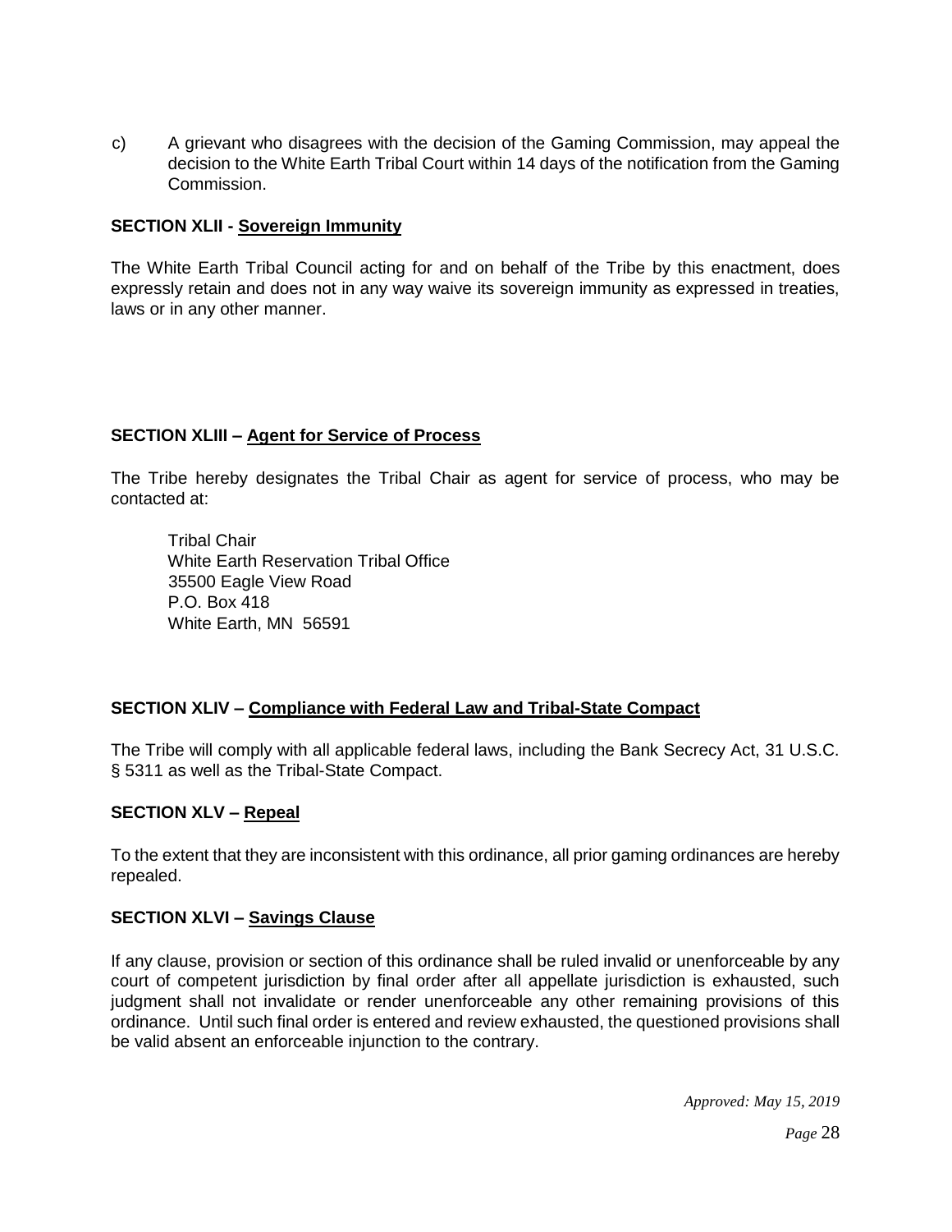c) A grievant who disagrees with the decision of the Gaming Commission, may appeal the decision to the White Earth Tribal Court within 14 days of the notification from the Gaming Commission.

**SECTION XLII - Sovereign Immunity**

The White Earth Tribal Council acting for and on behalf of the Tribe by this enactment, does expressly retain and does not in any way waive its sovereign immunity as expressed in treaties, laws or in any other manner.

**SECTION XLIII – Agent for Service of Process**

The Tribe hereby designates the Tribal Chair as agent for service of process, who may be contacted at:

Tribal Chair
White Earth Reservation Tribal Office
35500 Eagle View Road
P.O. Box 418
White Earth, MN 56591

**SECTION XLIV – Compliance with Federal Law and Tribal-State Compact**

The Tribe will comply with all applicable federal laws, including the Bank Secrecy Act, 31 U.S.C. § 5311 as well as the Tribal-State Compact.

**SECTION XLV – Repeal**

To the extent that they are inconsistent with this ordinance, all prior gaming ordinances are hereby repealed.

**SECTION XLVI – Savings Clause**

If any clause, provision or section of this ordinance shall be ruled invalid or unenforceable by any court of competent jurisdiction by final order after all appellate jurisdiction is exhausted, such judgment shall not invalidate or render unenforceable any other remaining provisions of this ordinance. Until such final order is entered and review exhausted, the questioned provisions shall be valid absent an enforceable injunction to the contrary.

*Approved: May 15, 2019*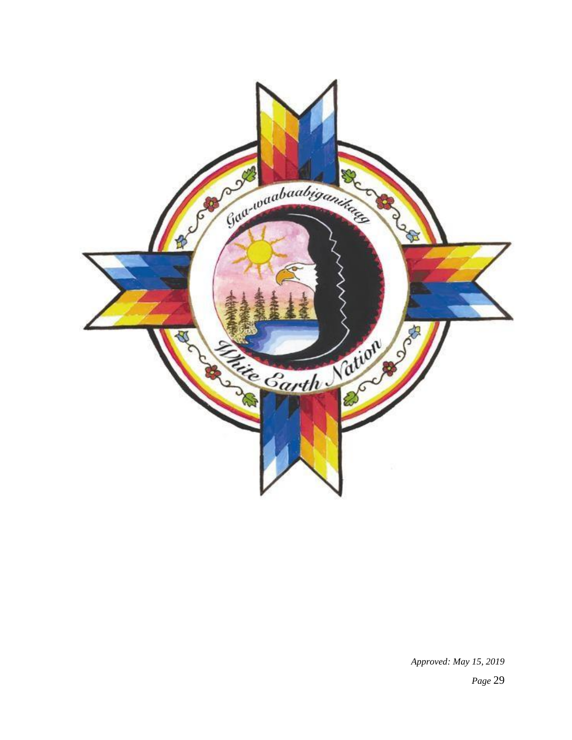Gaa-waabaabiganikaag

White Earth Nation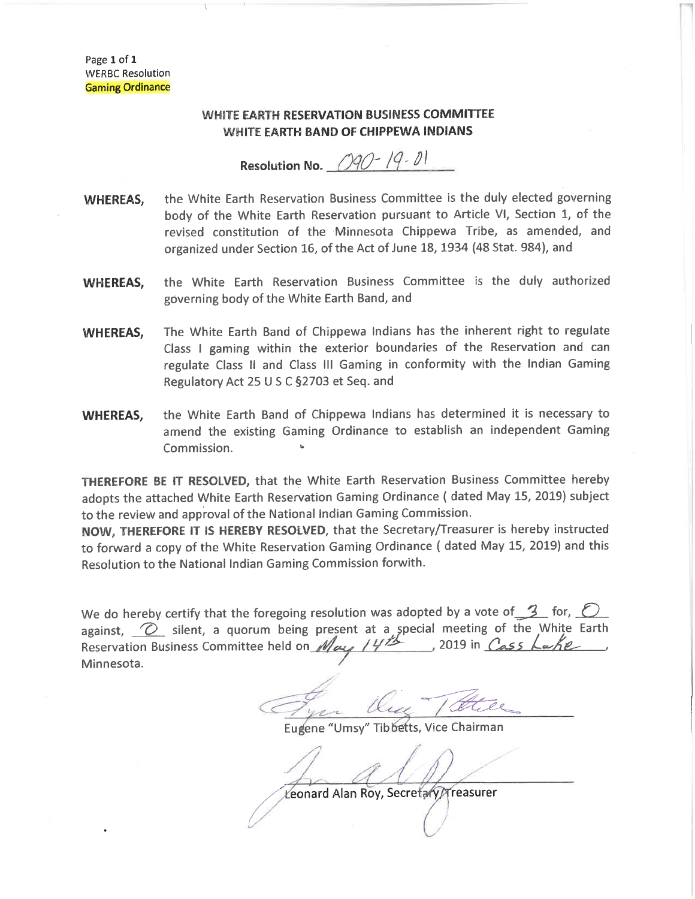Page 1 of 1
WERBC Resolution
Gaming Ordinance

**WHITE EARTH RESERVATION BUSINESS COMMITTEE**
**WHITE EARTH BAND OF CHIPPEWA INDIANS**

**Resolution No.** 090-19-01

**WHEREAS,** the White Earth Reservation Business Committee is the duly elected governing body of the White Earth Reservation pursuant to Article VI, Section 1, of the revised constitution of the Minnesota Chippewa Tribe, as amended, and organized under Section 16, of the Act of June 18, 1934 (48 Stat. 984), and

**WHEREAS,** the White Earth Reservation Business Committee is the duly authorized governing body of the White Earth Band, and

**WHEREAS,** The White Earth Band of Chippewa Indians has the inherent right to regulate Class I gaming within the exterior boundaries of the Reservation and can regulate Class II and Class III Gaming in conformity with the Indian Gaming Regulatory Act 25 U S C §2703 et Seq. and

**WHEREAS,** the White Earth Band of Chippewa Indians has determined it is necessary to amend the existing Gaming Ordinance to establish an independent Gaming Commission.

**THEREFORE BE IT RESOLVED,** that the White Earth Reservation Business Committee hereby adopts the attached White Earth Reservation Gaming Ordinance ( dated May 15, 2019) subject to the review and approval of the National Indian Gaming Commission.

**NOW, THEREFORE IT IS HEREBY RESOLVED,** that the Secretary/Treasurer is hereby instructed to forward a copy of the White Reservation Gaming Ordinance ( dated May 15, 2019) and this Resolution to the National Indian Gaming Commission forwith.

We do hereby certify that the foregoing resolution was adopted by a vote of 3 for, 0 against, 0 silent, a quorum being present at a special meeting of the White Earth Reservation Business Committee held on May 14th, 2019 in Cass Lake, Minnesota.

Eugene "Umsy" Tibbetts, Vice Chairman

Leonard Alan Roy, Secretary/Treasurer